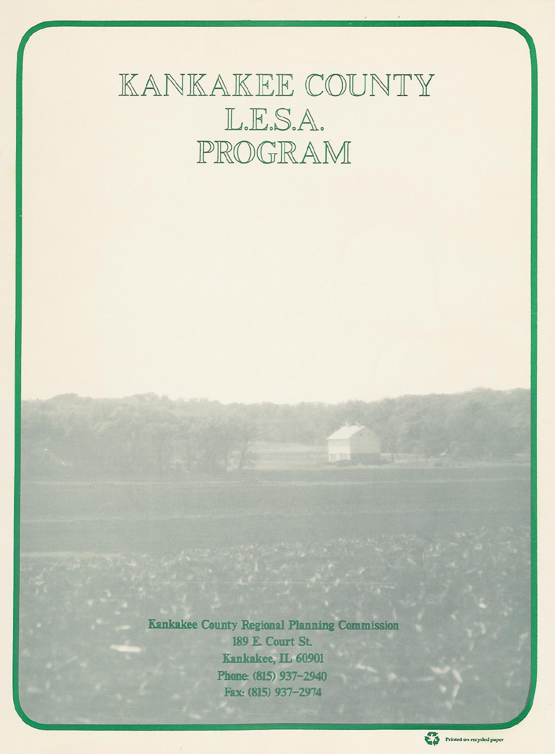# KANKAKEE COUNTY L.E.S.A. PROGRAM

**Kankakee County Regional Planning Commission**
189 E. Court St.
Kankakee, IL 60901
Phone: (815) 937-2940
Fax: (815) 937-2974

Printed on recycled paper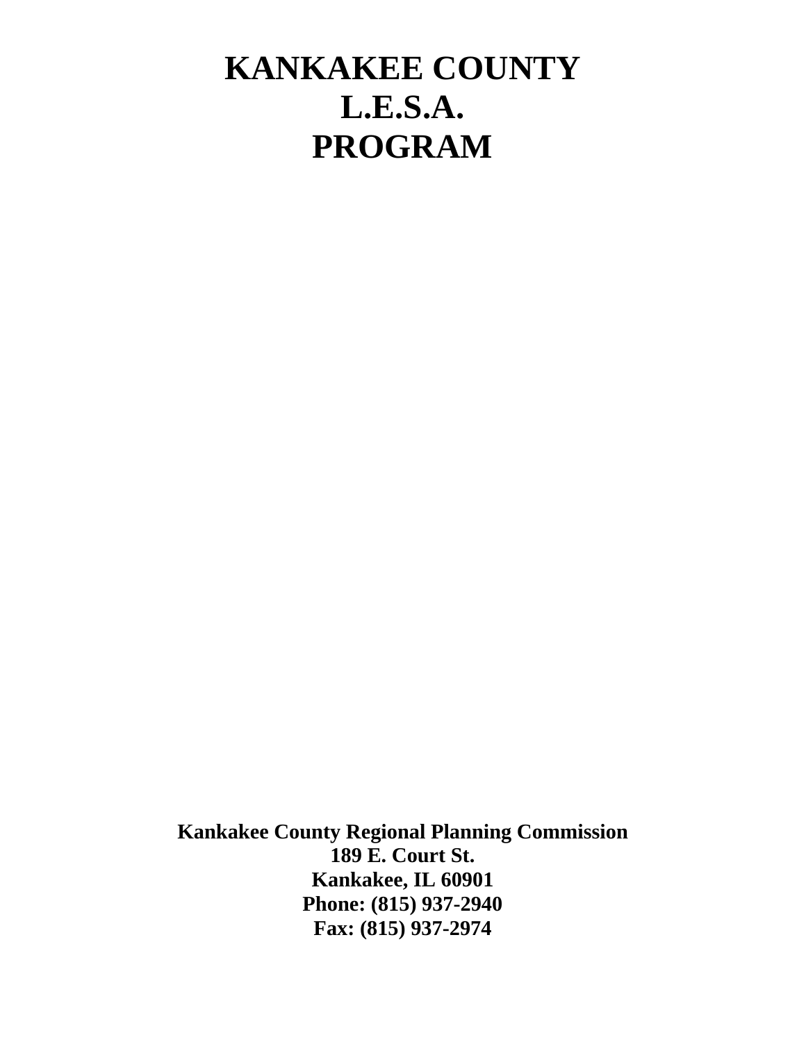# KANKAKEE COUNTY
# L.E.S.A.
# PROGRAM

**Kankakee County Regional Planning Commission**
**189 E. Court St.**
**Kankakee, IL 60901**
**Phone: (815) 937-2940**
**Fax: (815) 937-2974**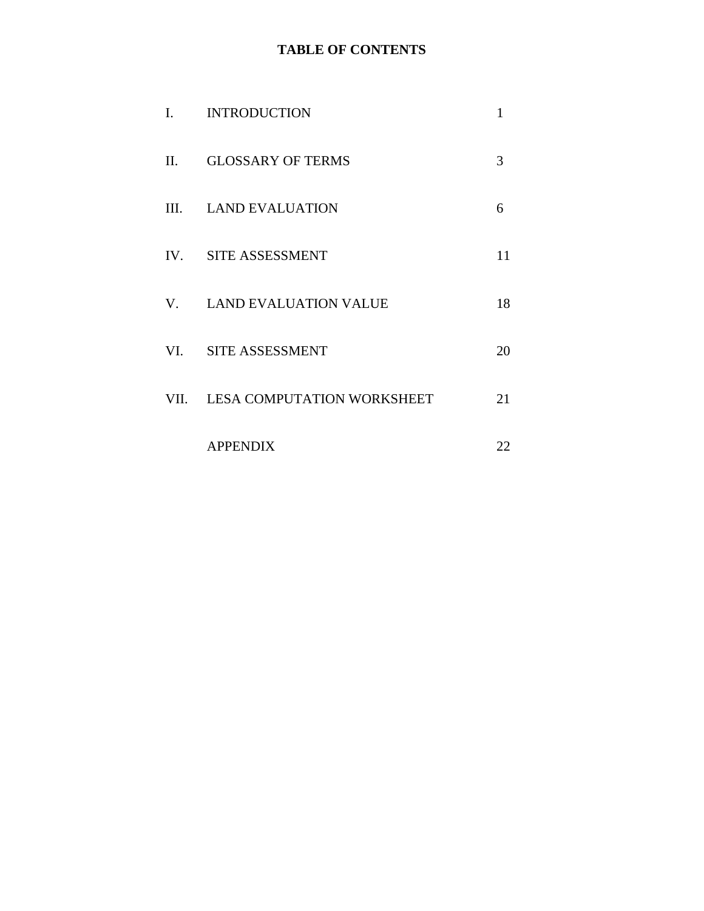# TABLE OF CONTENTS

| | | |
|---|---|---|
| I. | INTRODUCTION | 1 |
| II. | GLOSSARY OF TERMS | 3 |
| III. | LAND EVALUATION | 6 |
| IV. | SITE ASSESSMENT | 11 |
| V. | LAND EVALUATION VALUE | 18 |
| VI. | SITE ASSESSMENT | 20 |
| VII. | LESA COMPUTATION WORKSHEET | 21 |
| | APPENDIX | 22 |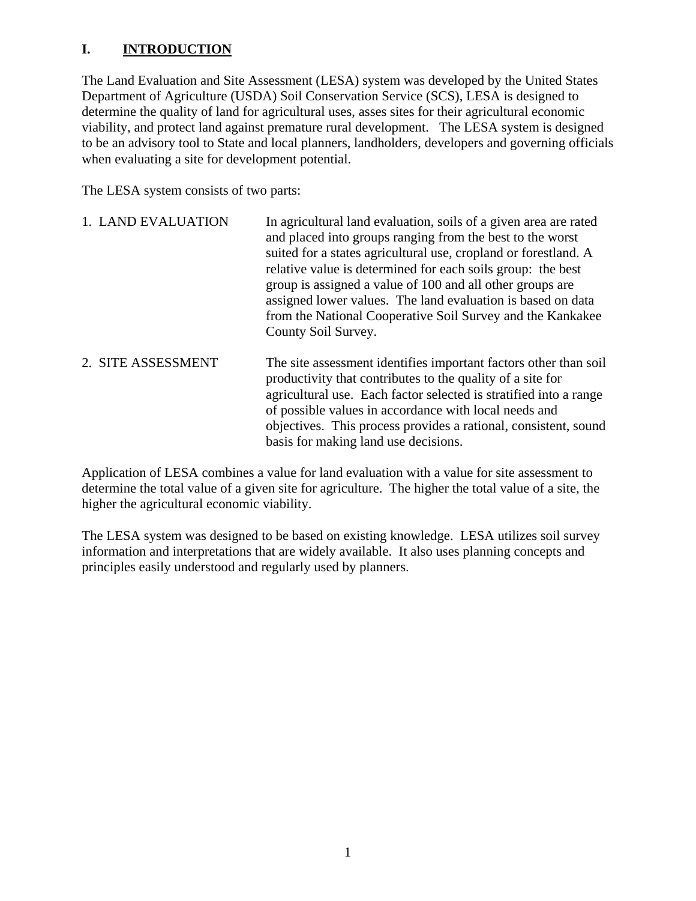# I. <u>INTRODUCTION</u>

The Land Evaluation and Site Assessment (LESA) system was developed by the United States Department of Agriculture (USDA) Soil Conservation Service (SCS), LESA is designed to determine the quality of land for agricultural uses, asses sites for their agricultural economic viability, and protect land against premature rural development. The LESA system is designed to be an advisory tool to State and local planners, landholders, developers and governing officials when evaluating a site for development potential.

The LESA system consists of two parts:

1. LAND EVALUATION — In agricultural land evaluation, soils of a given area are rated and placed into groups ranging from the best to the worst suited for a states agricultural use, cropland or forestland. A relative value is determined for each soils group: the best group is assigned a value of 100 and all other groups are assigned lower values. The land evaluation is based on data from the National Cooperative Soil Survey and the Kankakee County Soil Survey.

2. SITE ASSESSMENT — The site assessment identifies important factors other than soil productivity that contributes to the quality of a site for agricultural use. Each factor selected is stratified into a range of possible values in accordance with local needs and objectives. This process provides a rational, consistent, sound basis for making land use decisions.

Application of LESA combines a value for land evaluation with a value for site assessment to determine the total value of a given site for agriculture. The higher the total value of a site, the higher the agricultural economic viability.

The LESA system was designed to be based on existing knowledge. LESA utilizes soil survey information and interpretations that are widely available. It also uses planning concepts and principles easily understood and regularly used by planners.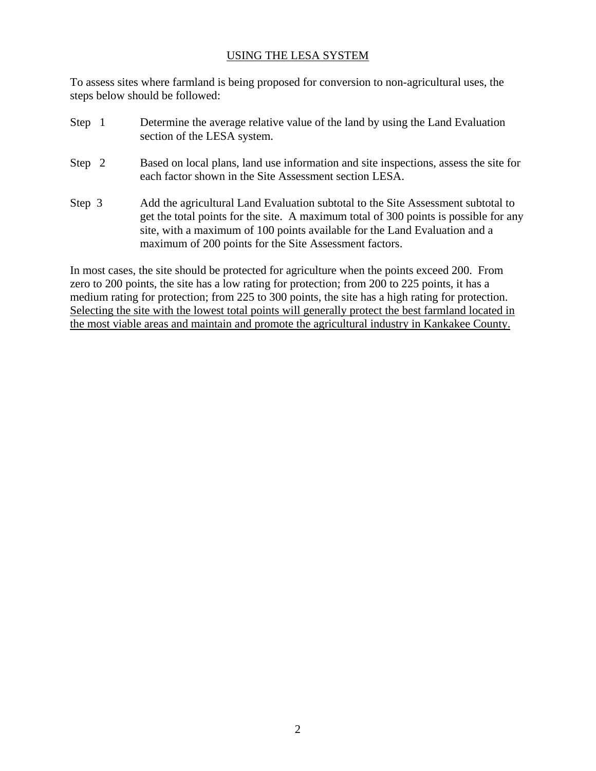## USING THE LESA SYSTEM

To assess sites where farmland is being proposed for conversion to non-agricultural uses, the steps below should be followed:

Step 1 Determine the average relative value of the land by using the Land Evaluation section of the LESA system.

Step 2 Based on local plans, land use information and site inspections, assess the site for each factor shown in the Site Assessment section LESA.

Step 3 Add the agricultural Land Evaluation subtotal to the Site Assessment subtotal to get the total points for the site. A maximum total of 300 points is possible for any site, with a maximum of 100 points available for the Land Evaluation and a maximum of 200 points for the Site Assessment factors.

In most cases, the site should be protected for agriculture when the points exceed 200. From zero to 200 points, the site has a low rating for protection; from 200 to 225 points, it has a medium rating for protection; from 225 to 300 points, the site has a high rating for protection. <u>Selecting the site with the lowest total points will generally protect the best farmland located in the most viable areas and maintain and promote the agricultural industry in Kankakee County.</u>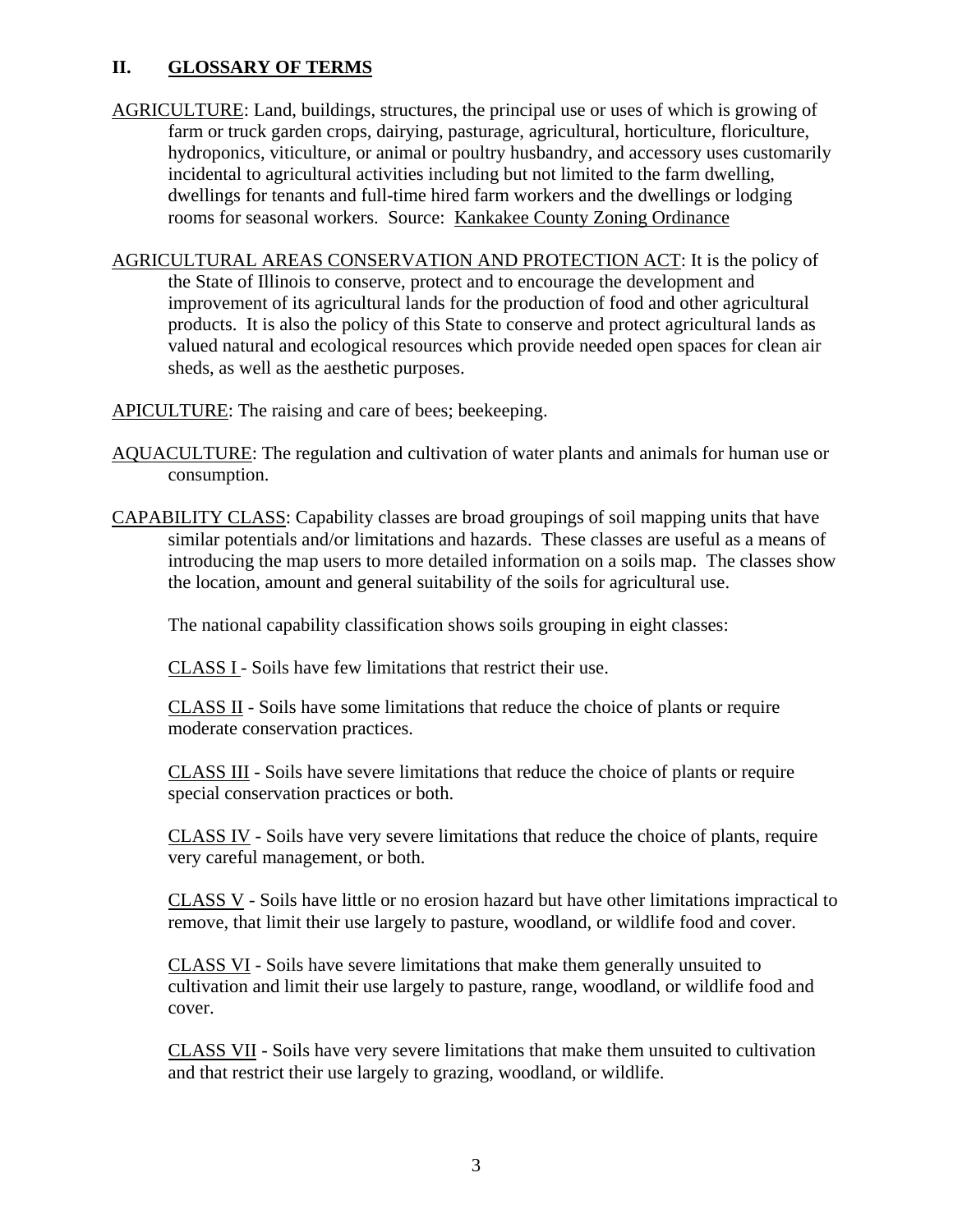## II. GLOSSARY OF TERMS

AGRICULTURE: Land, buildings, structures, the principal use or uses of which is growing of farm or truck garden crops, dairying, pasturage, agricultural, horticulture, floriculture, hydroponics, viticulture, or animal or poultry husbandry, and accessory uses customarily incidental to agricultural activities including but not limited to the farm dwelling, dwellings for tenants and full-time hired farm workers and the dwellings or lodging rooms for seasonal workers. Source: Kankakee County Zoning Ordinance

AGRICULTURAL AREAS CONSERVATION AND PROTECTION ACT: It is the policy of the State of Illinois to conserve, protect and to encourage the development and improvement of its agricultural lands for the production of food and other agricultural products. It is also the policy of this State to conserve and protect agricultural lands as valued natural and ecological resources which provide needed open spaces for clean air sheds, as well as the aesthetic purposes.

APICULTURE: The raising and care of bees; beekeeping.

AQUACULTURE: The regulation and cultivation of water plants and animals for human use or consumption.

CAPABILITY CLASS: Capability classes are broad groupings of soil mapping units that have similar potentials and/or limitations and hazards. These classes are useful as a means of introducing the map users to more detailed information on a soils map. The classes show the location, amount and general suitability of the soils for agricultural use.

The national capability classification shows soils grouping in eight classes:

CLASS I - Soils have few limitations that restrict their use.

CLASS II - Soils have some limitations that reduce the choice of plants or require moderate conservation practices.

CLASS III - Soils have severe limitations that reduce the choice of plants or require special conservation practices or both.

CLASS IV - Soils have very severe limitations that reduce the choice of plants, require very careful management, or both.

CLASS V - Soils have little or no erosion hazard but have other limitations impractical to remove, that limit their use largely to pasture, woodland, or wildlife food and cover.

CLASS VI - Soils have severe limitations that make them generally unsuited to cultivation and limit their use largely to pasture, range, woodland, or wildlife food and cover.

CLASS VII - Soils have very severe limitations that make them unsuited to cultivation and that restrict their use largely to grazing, woodland, or wildlife.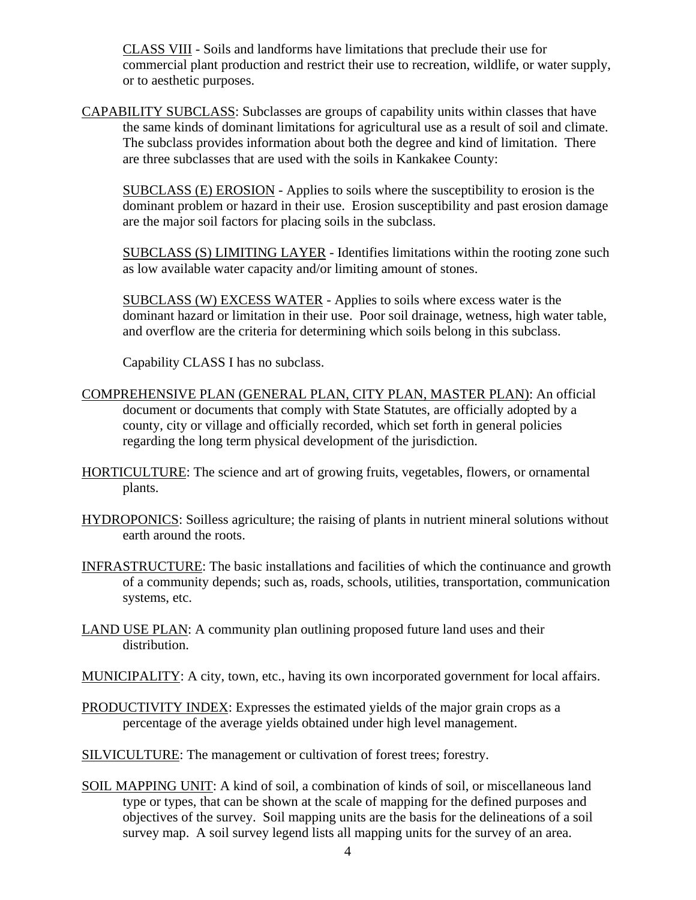CLASS VIII - Soils and landforms have limitations that preclude their use for commercial plant production and restrict their use to recreation, wildlife, or water supply, or to aesthetic purposes.

CAPABILITY SUBCLASS: Subclasses are groups of capability units within classes that have the same kinds of dominant limitations for agricultural use as a result of soil and climate. The subclass provides information about both the degree and kind of limitation. There are three subclasses that are used with the soils in Kankakee County:

SUBCLASS (E) EROSION - Applies to soils where the susceptibility to erosion is the dominant problem or hazard in their use. Erosion susceptibility and past erosion damage are the major soil factors for placing soils in the subclass.

SUBCLASS (S) LIMITING LAYER - Identifies limitations within the rooting zone such as low available water capacity and/or limiting amount of stones.

SUBCLASS (W) EXCESS WATER - Applies to soils where excess water is the dominant hazard or limitation in their use. Poor soil drainage, wetness, high water table, and overflow are the criteria for determining which soils belong in this subclass.

Capability CLASS I has no subclass.

COMPREHENSIVE PLAN (GENERAL PLAN, CITY PLAN, MASTER PLAN): An official document or documents that comply with State Statutes, are officially adopted by a county, city or village and officially recorded, which set forth in general policies regarding the long term physical development of the jurisdiction.

HORTICULTURE: The science and art of growing fruits, vegetables, flowers, or ornamental plants.

HYDROPONICS: Soilless agriculture; the raising of plants in nutrient mineral solutions without earth around the roots.

INFRASTRUCTURE: The basic installations and facilities of which the continuance and growth of a community depends; such as, roads, schools, utilities, transportation, communication systems, etc.

LAND USE PLAN: A community plan outlining proposed future land uses and their distribution.

MUNICIPALITY: A city, town, etc., having its own incorporated government for local affairs.

PRODUCTIVITY INDEX: Expresses the estimated yields of the major grain crops as a percentage of the average yields obtained under high level management.

SILVICULTURE: The management or cultivation of forest trees; forestry.

SOIL MAPPING UNIT: A kind of soil, a combination of kinds of soil, or miscellaneous land type or types, that can be shown at the scale of mapping for the defined purposes and objectives of the survey. Soil mapping units are the basis for the delineations of a soil survey map. A soil survey legend lists all mapping units for the survey of an area.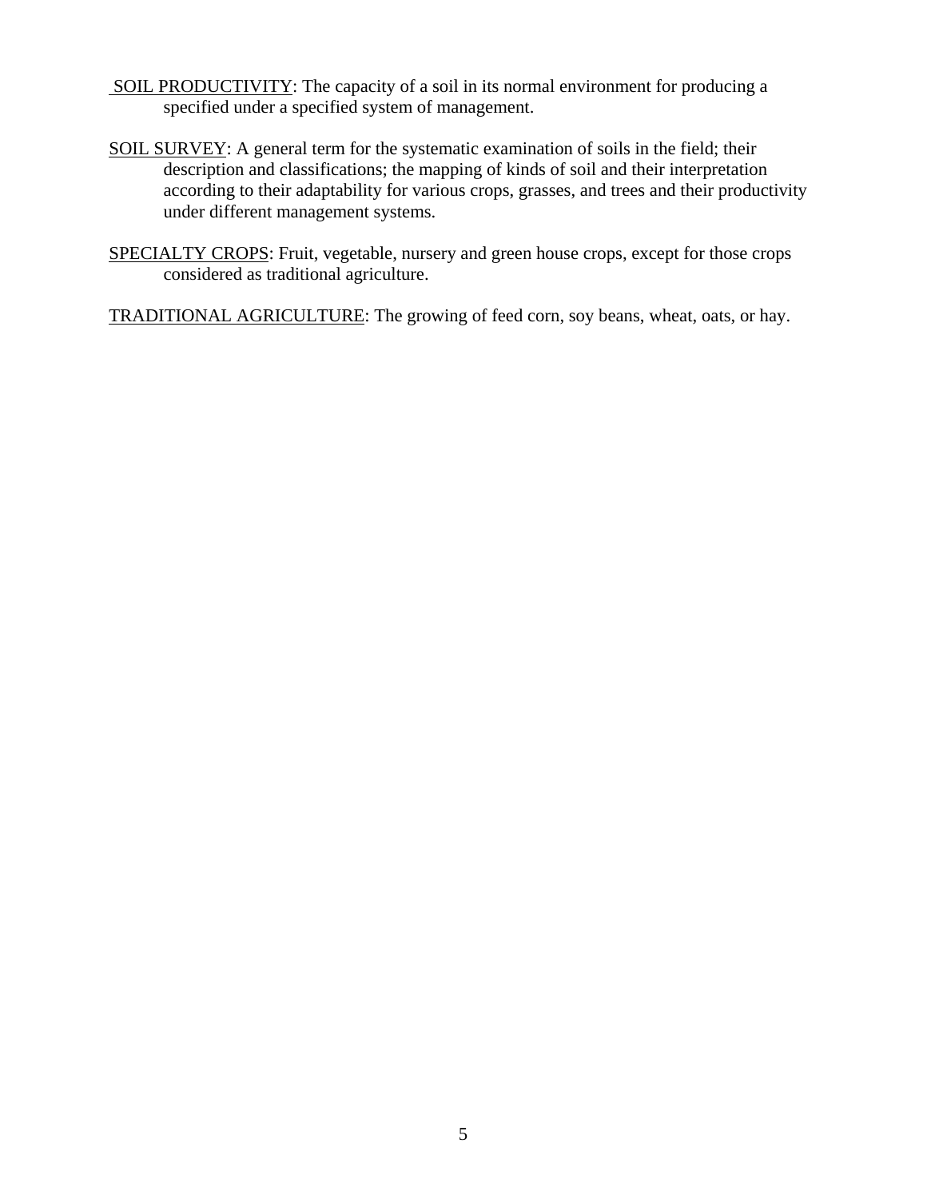SOIL PRODUCTIVITY: The capacity of a soil in its normal environment for producing a specified under a specified system of management.

SOIL SURVEY: A general term for the systematic examination of soils in the field; their description and classifications; the mapping of kinds of soil and their interpretation according to their adaptability for various crops, grasses, and trees and their productivity under different management systems.

SPECIALTY CROPS: Fruit, vegetable, nursery and green house crops, except for those crops considered as traditional agriculture.

TRADITIONAL AGRICULTURE: The growing of feed corn, soy beans, wheat, oats, or hay.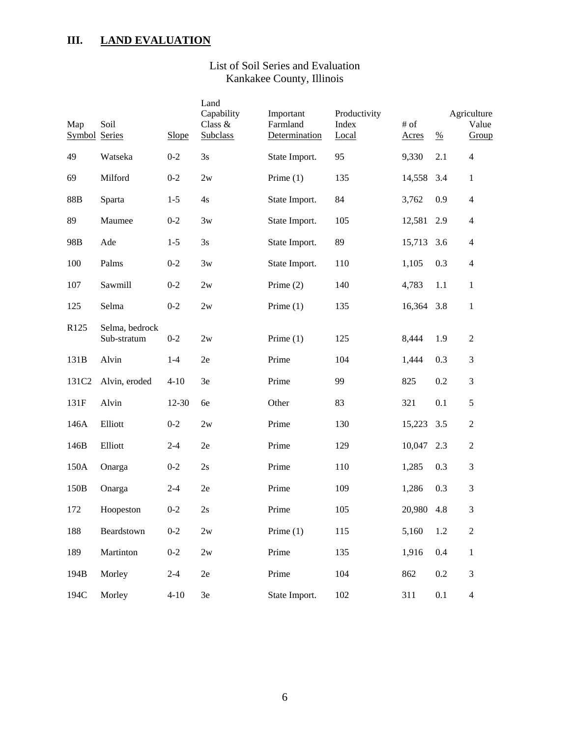# III. LAND EVALUATION

List of Soil Series and Evaluation
Kankakee County, Illinois

| Map Symbol | Soil Series | Slope | Land Capability Class & Subclass | Important Farmland Determination | Productivity Index Local | # of Acres | % | Agriculture Value Group |
|---|---|---|---|---|---|---|---|---|
| 49 | Watseka | 0-2 | 3s | State Import. | 95 | 9,330 | 2.1 | 4 |
| 69 | Milford | 0-2 | 2w | Prime (1) | 135 | 14,558 | 3.4 | 1 |
| 88B | Sparta | 1-5 | 4s | State Import. | 84 | 3,762 | 0.9 | 4 |
| 89 | Maumee | 0-2 | 3w | State Import. | 105 | 12,581 | 2.9 | 4 |
| 98B | Ade | 1-5 | 3s | State Import. | 89 | 15,713 | 3.6 | 4 |
| 100 | Palms | 0-2 | 3w | State Import. | 110 | 1,105 | 0.3 | 4 |
| 107 | Sawmill | 0-2 | 2w | Prime (2) | 140 | 4,783 | 1.1 | 1 |
| 125 | Selma | 0-2 | 2w | Prime (1) | 135 | 16,364 | 3.8 | 1 |
| R125 | Selma, bedrock Sub-stratum | 0-2 | 2w | Prime (1) | 125 | 8,444 | 1.9 | 2 |
| 131B | Alvin | 1-4 | 2e | Prime | 104 | 1,444 | 0.3 | 3 |
| 131C2 | Alvin, eroded | 4-10 | 3e | Prime | 99 | 825 | 0.2 | 3 |
| 131F | Alvin | 12-30 | 6e | Other | 83 | 321 | 0.1 | 5 |
| 146A | Elliott | 0-2 | 2w | Prime | 130 | 15,223 | 3.5 | 2 |
| 146B | Elliott | 2-4 | 2e | Prime | 129 | 10,047 | 2.3 | 2 |
| 150A | Onarga | 0-2 | 2s | Prime | 110 | 1,285 | 0.3 | 3 |
| 150B | Onarga | 2-4 | 2e | Prime | 109 | 1,286 | 0.3 | 3 |
| 172 | Hoopeston | 0-2 | 2s | Prime | 105 | 20,980 | 4.8 | 3 |
| 188 | Beardstown | 0-2 | 2w | Prime (1) | 115 | 5,160 | 1.2 | 2 |
| 189 | Martinton | 0-2 | 2w | Prime | 135 | 1,916 | 0.4 | 1 |
| 194B | Morley | 2-4 | 2e | Prime | 104 | 862 | 0.2 | 3 |
| 194C | Morley | 4-10 | 3e | State Import. | 102 | 311 | 0.1 | 4 |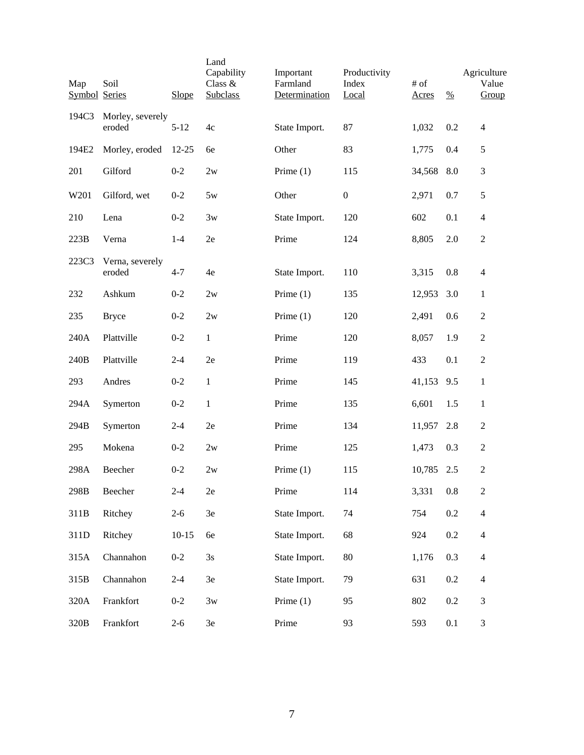| Map Symbol | Soil Series | Slope | Land Capability Class & Subclass | Important Farmland Determination | Productivity Index Local | # of Acres | % | Agriculture Value Group |
|---|---|---|---|---|---|---|---|---|
| 194C3 | Morley, severely eroded | 5-12 | 4c | State Import. | 87 | 1,032 | 0.2 | 4 |
| 194E2 | Morley, eroded | 12-25 | 6e | Other | 83 | 1,775 | 0.4 | 5 |
| 201 | Gilford | 0-2 | 2w | Prime (1) | 115 | 34,568 | 8.0 | 3 |
| W201 | Gilford, wet | 0-2 | 5w | Other | 0 | 2,971 | 0.7 | 5 |
| 210 | Lena | 0-2 | 3w | State Import. | 120 | 602 | 0.1 | 4 |
| 223B | Verna | 1-4 | 2e | Prime | 124 | 8,805 | 2.0 | 2 |
| 223C3 | Verna, severely eroded | 4-7 | 4e | State Import. | 110 | 3,315 | 0.8 | 4 |
| 232 | Ashkum | 0-2 | 2w | Prime (1) | 135 | 12,953 | 3.0 | 1 |
| 235 | Bryce | 0-2 | 2w | Prime (1) | 120 | 2,491 | 0.6 | 2 |
| 240A | Plattville | 0-2 | 1 | Prime | 120 | 8,057 | 1.9 | 2 |
| 240B | Plattville | 2-4 | 2e | Prime | 119 | 433 | 0.1 | 2 |
| 293 | Andres | 0-2 | 1 | Prime | 145 | 41,153 | 9.5 | 1 |
| 294A | Symerton | 0-2 | 1 | Prime | 135 | 6,601 | 1.5 | 1 |
| 294B | Symerton | 2-4 | 2e | Prime | 134 | 11,957 | 2.8 | 2 |
| 295 | Mokena | 0-2 | 2w | Prime | 125 | 1,473 | 0.3 | 2 |
| 298A | Beecher | 0-2 | 2w | Prime (1) | 115 | 10,785 | 2.5 | 2 |
| 298B | Beecher | 2-4 | 2e | Prime | 114 | 3,331 | 0.8 | 2 |
| 311B | Ritchey | 2-6 | 3e | State Import. | 74 | 754 | 0.2 | 4 |
| 311D | Ritchey | 10-15 | 6e | State Import. | 68 | 924 | 0.2 | 4 |
| 315A | Channahon | 0-2 | 3s | State Import. | 80 | 1,176 | 0.3 | 4 |
| 315B | Channahon | 2-4 | 3e | State Import. | 79 | 631 | 0.2 | 4 |
| 320A | Frankfort | 0-2 | 3w | Prime (1) | 95 | 802 | 0.2 | 3 |
| 320B | Frankfort | 2-6 | 3e | Prime | 93 | 593 | 0.1 | 3 |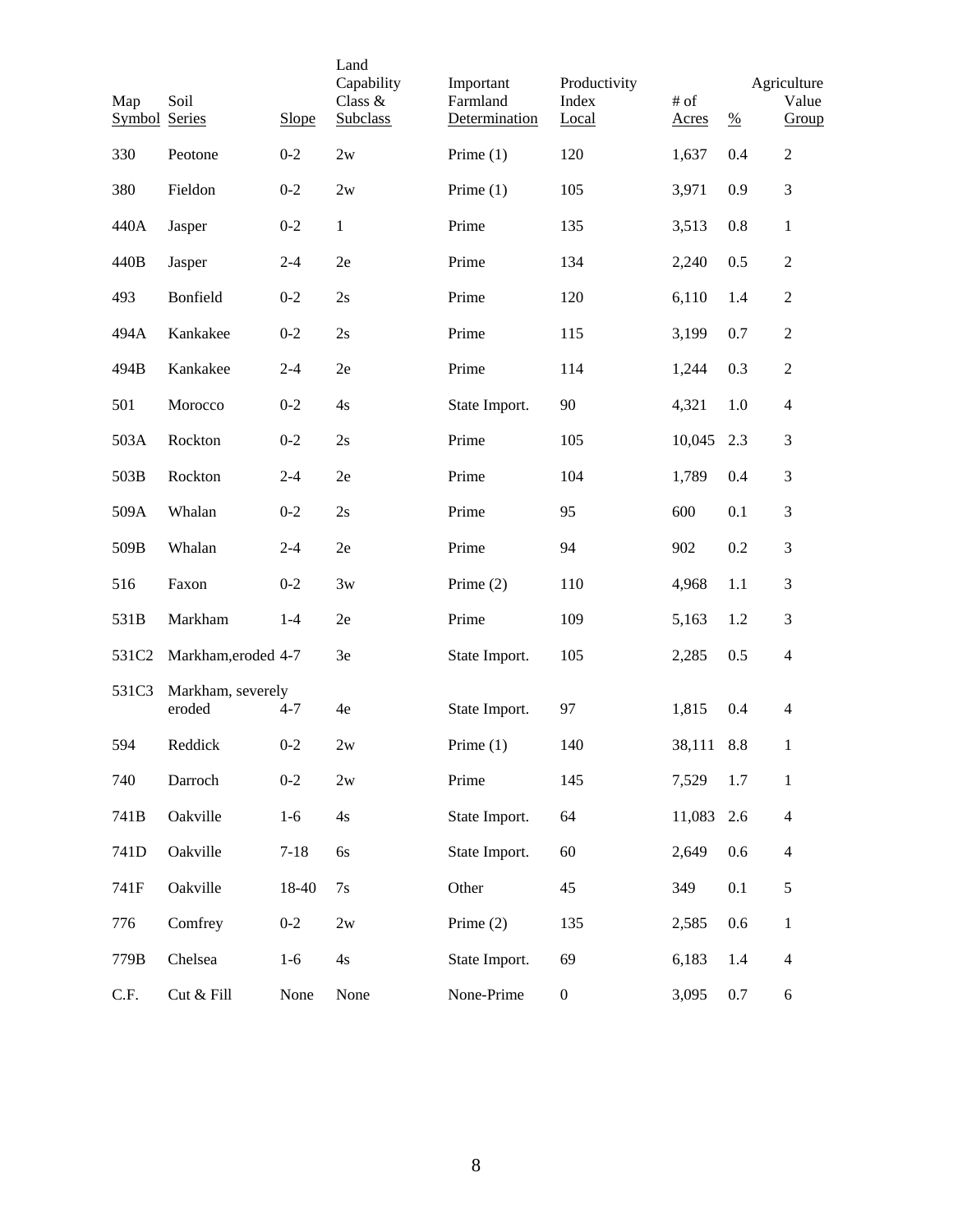| Map Symbol | Soil Series | Slope | Land Capability Class & Subclass | Important Farmland Determination | Productivity Index Local | # of Acres | % | Agriculture Value Group |
|---|---|---|---|---|---|---|---|---|
| 330 | Peotone | 0-2 | 2w | Prime (1) | 120 | 1,637 | 0.4 | 2 |
| 380 | Fieldon | 0-2 | 2w | Prime (1) | 105 | 3,971 | 0.9 | 3 |
| 440A | Jasper | 0-2 | 1 | Prime | 135 | 3,513 | 0.8 | 1 |
| 440B | Jasper | 2-4 | 2e | Prime | 134 | 2,240 | 0.5 | 2 |
| 493 | Bonfield | 0-2 | 2s | Prime | 120 | 6,110 | 1.4 | 2 |
| 494A | Kankakee | 0-2 | 2s | Prime | 115 | 3,199 | 0.7 | 2 |
| 494B | Kankakee | 2-4 | 2e | Prime | 114 | 1,244 | 0.3 | 2 |
| 501 | Morocco | 0-2 | 4s | State Import. | 90 | 4,321 | 1.0 | 4 |
| 503A | Rockton | 0-2 | 2s | Prime | 105 | 10,045 | 2.3 | 3 |
| 503B | Rockton | 2-4 | 2e | Prime | 104 | 1,789 | 0.4 | 3 |
| 509A | Whalan | 0-2 | 2s | Prime | 95 | 600 | 0.1 | 3 |
| 509B | Whalan | 2-4 | 2e | Prime | 94 | 902 | 0.2 | 3 |
| 516 | Faxon | 0-2 | 3w | Prime (2) | 110 | 4,968 | 1.1 | 3 |
| 531B | Markham | 1-4 | 2e | Prime | 109 | 5,163 | 1.2 | 3 |
| 531C2 | Markham,eroded | 4-7 | 3e | State Import. | 105 | 2,285 | 0.5 | 4 |
| 531C3 | Markham, severely eroded | 4-7 | 4e | State Import. | 97 | 1,815 | 0.4 | 4 |
| 594 | Reddick | 0-2 | 2w | Prime (1) | 140 | 38,111 | 8.8 | 1 |
| 740 | Darroch | 0-2 | 2w | Prime | 145 | 7,529 | 1.7 | 1 |
| 741B | Oakville | 1-6 | 4s | State Import. | 64 | 11,083 | 2.6 | 4 |
| 741D | Oakville | 7-18 | 6s | State Import. | 60 | 2,649 | 0.6 | 4 |
| 741F | Oakville | 18-40 | 7s | Other | 45 | 349 | 0.1 | 5 |
| 776 | Comfrey | 0-2 | 2w | Prime (2) | 135 | 2,585 | 0.6 | 1 |
| 779B | Chelsea | 1-6 | 4s | State Import. | 69 | 6,183 | 1.4 | 4 |
| C.F. | Cut & Fill | None | None | None-Prime | 0 | 3,095 | 0.7 | 6 |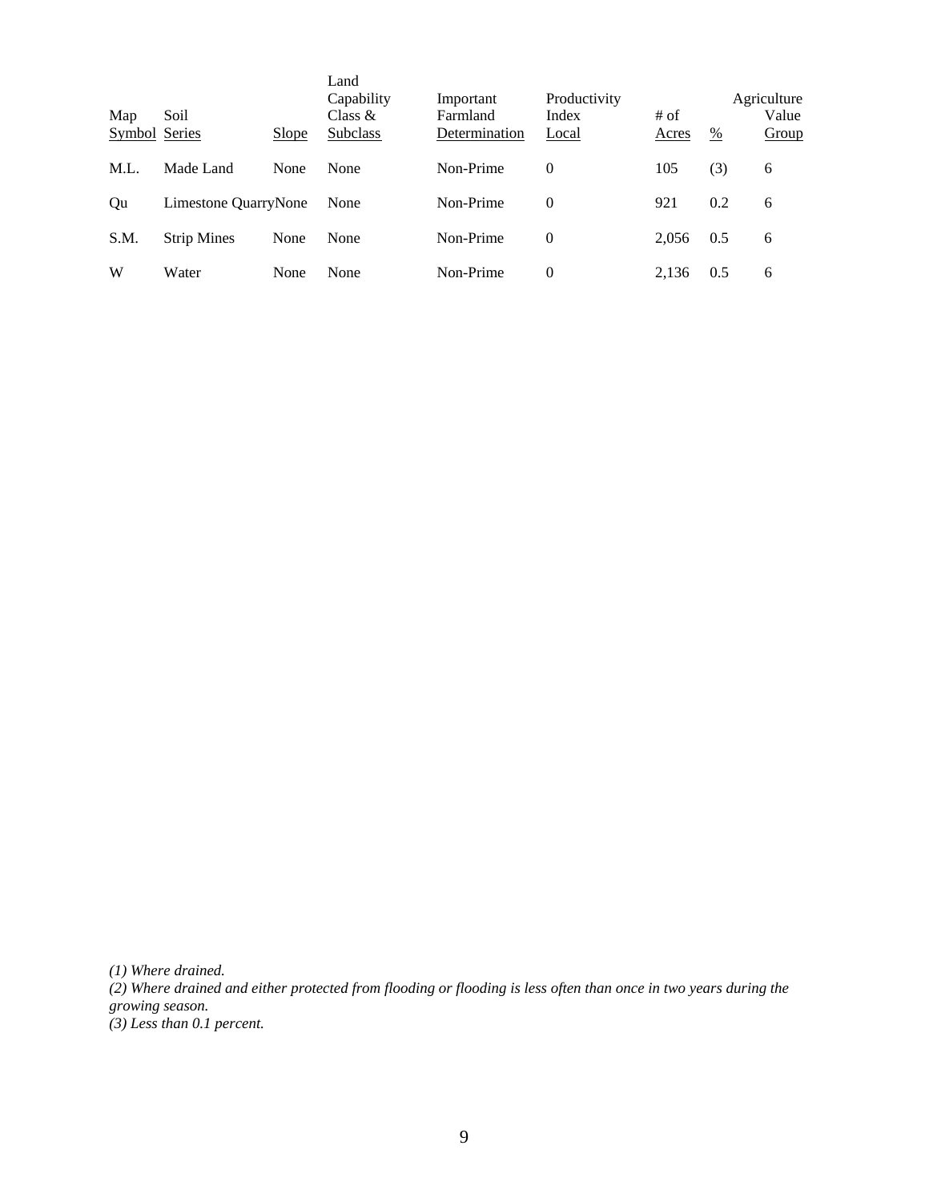| Map Symbol | Soil Series | Slope | Land Capability Class & Subclass | Important Farmland Determination | Productivity Index Local | # of Acres | % | Agriculture Value Group |
|---|---|---|---|---|---|---|---|---|
| M.L. | Made Land | None | None | Non-Prime | 0 | 105 | (3) | 6 |
| Qu | Limestone Quarry | None | None | Non-Prime | 0 | 921 | 0.2 | 6 |
| S.M. | Strip Mines | None | None | Non-Prime | 0 | 2,056 | 0.5 | 6 |
| W | Water | None | None | Non-Prime | 0 | 2,136 | 0.5 | 6 |

*(1) Where drained.*
*(2) Where drained and either protected from flooding or flooding is less often than once in two years during the growing season.*
*(3) Less than 0.1 percent.*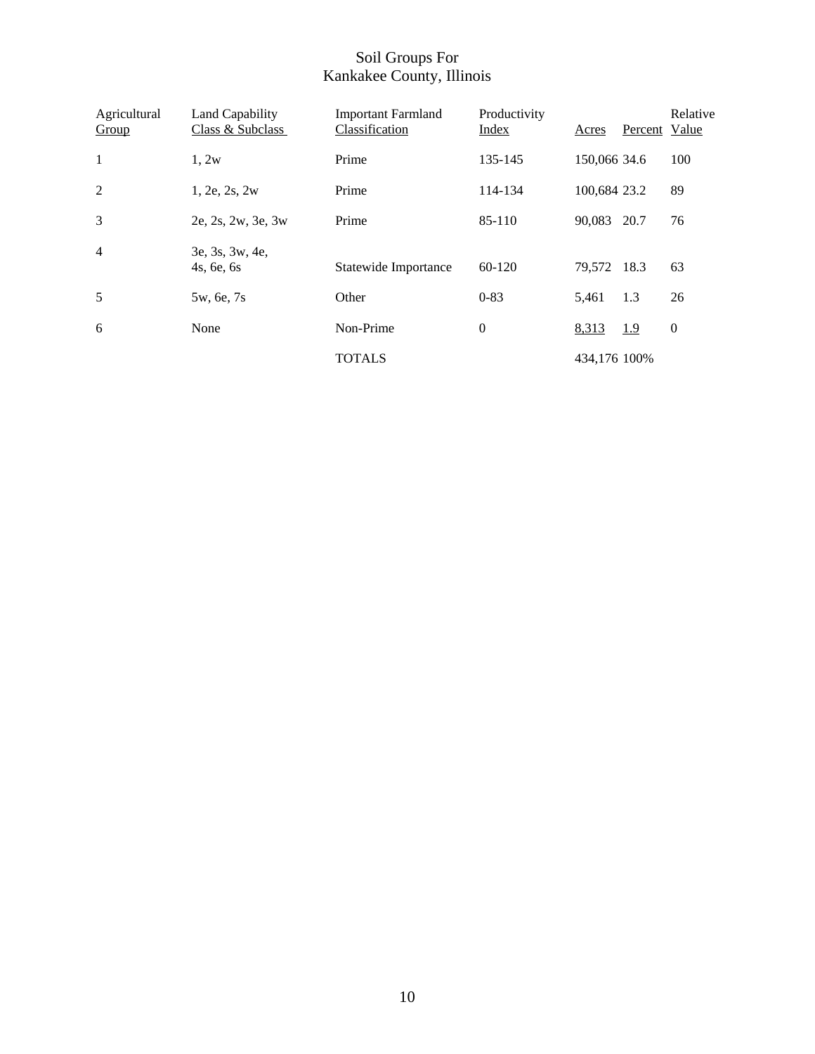# Soil Groups For
# Kankakee County, Illinois

| Agricultural Group | Land Capability Class & Subclass | Important Farmland Classification | Productivity Index | Acres | Percent | Relative Value |
|---|---|---|---|---|---|---|
| 1 | 1, 2w | Prime | 135-145 | 150,066 | 34.6 | 100 |
| 2 | 1, 2e, 2s, 2w | Prime | 114-134 | 100,684 | 23.2 | 89 |
| 3 | 2e, 2s, 2w, 3e, 3w | Prime | 85-110 | 90,083 | 20.7 | 76 |
| 4 | 3e, 3s, 3w, 4e, 4s, 6e, 6s | Statewide Importance | 60-120 | 79,572 | 18.3 | 63 |
| 5 | 5w, 6e, 7s | Other | 0-83 | 5,461 | 1.3 | 26 |
| 6 | None | Non-Prime | 0 | 8,313 | 1.9 | 0 |
| | | TOTALS | | 434,176 | 100% | |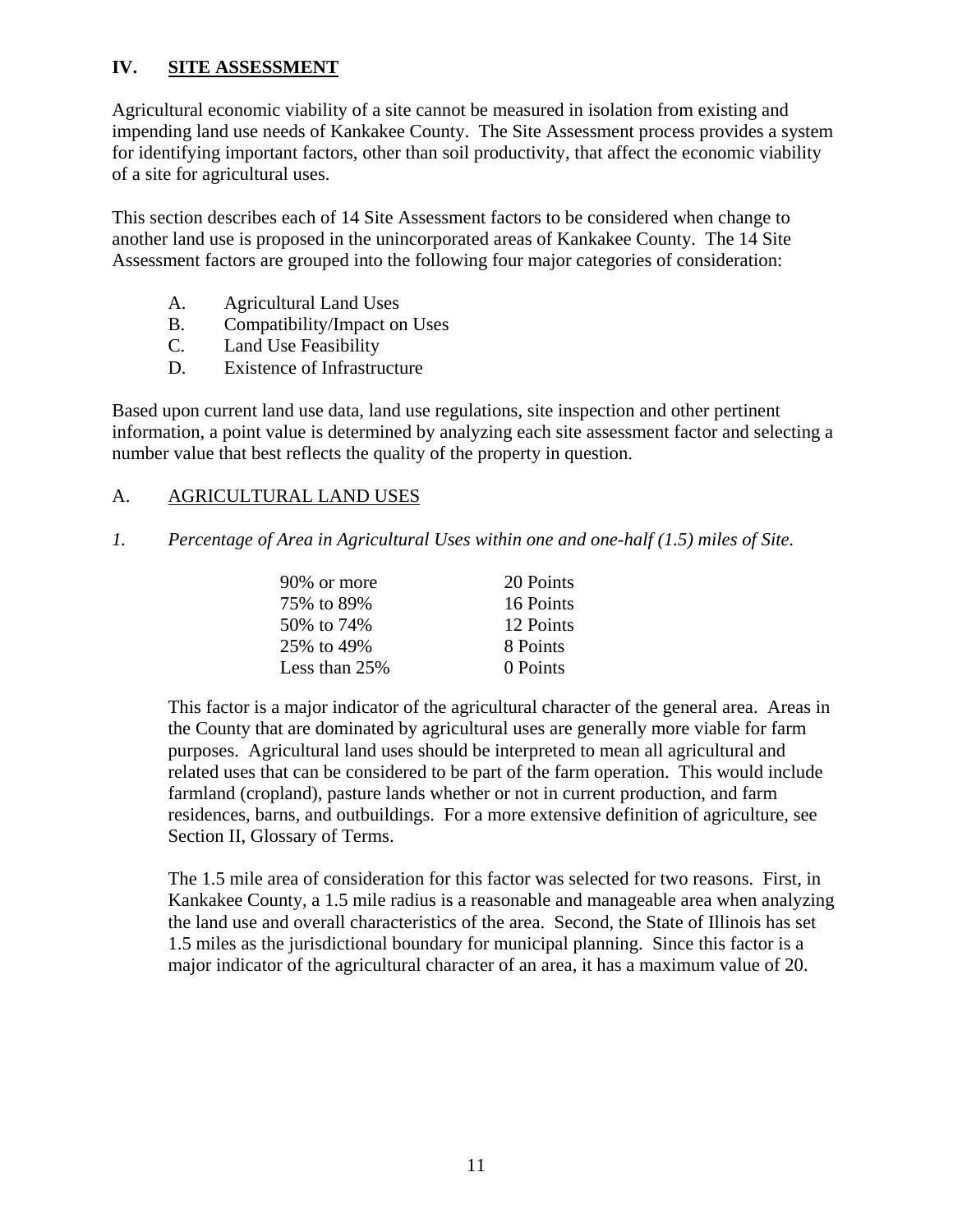## IV. <u>SITE ASSESSMENT</u>

Agricultural economic viability of a site cannot be measured in isolation from existing and impending land use needs of Kankakee County. The Site Assessment process provides a system for identifying important factors, other than soil productivity, that affect the economic viability of a site for agricultural uses.

This section describes each of 14 Site Assessment factors to be considered when change to another land use is proposed in the unincorporated areas of Kankakee County. The 14 Site Assessment factors are grouped into the following four major categories of consideration:

- A. Agricultural Land Uses
- B. Compatibility/Impact on Uses
- C. Land Use Feasibility
- D. Existence of Infrastructure

Based upon current land use data, land use regulations, site inspection and other pertinent information, a point value is determined by analyzing each site assessment factor and selecting a number value that best reflects the quality of the property in question.

### A. <u>AGRICULTURAL LAND USES</u>

*1. Percentage of Area in Agricultural Uses within one and one-half (1.5) miles of Site.*

| | |
|---|---|
| 90% or more | 20 Points |
| 75% to 89% | 16 Points |
| 50% to 74% | 12 Points |
| 25% to 49% | 8 Points |
| Less than 25% | 0 Points |

This factor is a major indicator of the agricultural character of the general area. Areas in the County that are dominated by agricultural uses are generally more viable for farm purposes. Agricultural land uses should be interpreted to mean all agricultural and related uses that can be considered to be part of the farm operation. This would include farmland (cropland), pasture lands whether or not in current production, and farm residences, barns, and outbuildings. For a more extensive definition of agriculture, see Section II, Glossary of Terms.

The 1.5 mile area of consideration for this factor was selected for two reasons. First, in Kankakee County, a 1.5 mile radius is a reasonable and manageable area when analyzing the land use and overall characteristics of the area. Second, the State of Illinois has set 1.5 miles as the jurisdictional boundary for municipal planning. Since this factor is a major indicator of the agricultural character of an area, it has a maximum value of 20.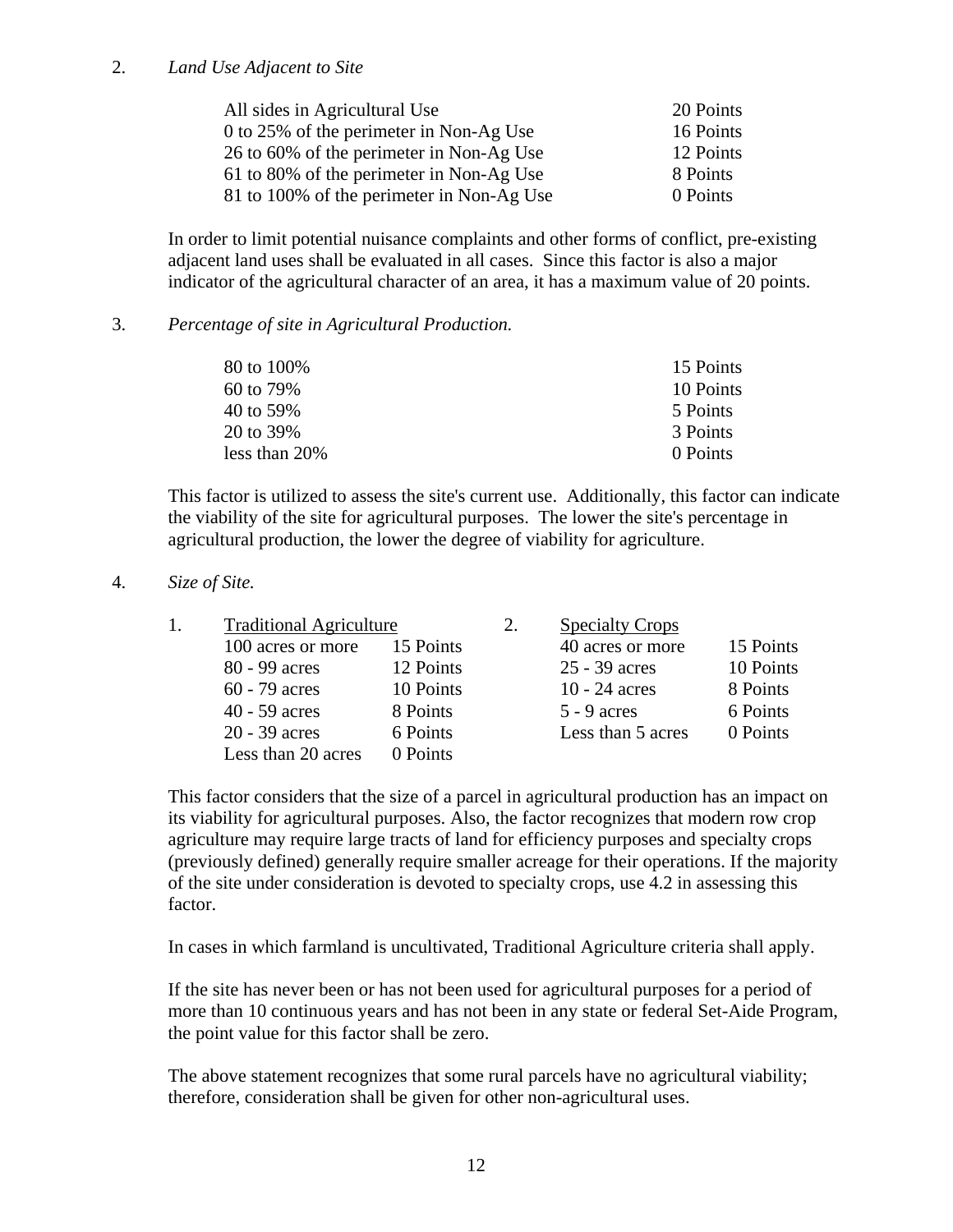2. *Land Use Adjacent to Site*

| | |
|---|---|
| All sides in Agricultural Use | 20 Points |
| 0 to 25% of the perimeter in Non-Ag Use | 16 Points |
| 26 to 60% of the perimeter in Non-Ag Use | 12 Points |
| 61 to 80% of the perimeter in Non-Ag Use | 8 Points |
| 81 to 100% of the perimeter in Non-Ag Use | 0 Points |

In order to limit potential nuisance complaints and other forms of conflict, pre-existing adjacent land uses shall be evaluated in all cases. Since this factor is also a major indicator of the agricultural character of an area, it has a maximum value of 20 points.

3. *Percentage of site in Agricultural Production.*

| | |
|---|---|
| 80 to 100% | 15 Points |
| 60 to 79% | 10 Points |
| 40 to 59% | 5 Points |
| 20 to 39% | 3 Points |
| less than 20% | 0 Points |

This factor is utilized to assess the site's current use. Additionally, this factor can indicate the viability of the site for agricultural purposes. The lower the site's percentage in agricultural production, the lower the degree of viability for agriculture.

4. *Size of Site.*

1. Traditional Agriculture

| | |
|---|---|
| 100 acres or more | 15 Points |
| 80 - 99 acres | 12 Points |
| 60 - 79 acres | 10 Points |
| 40 - 59 acres | 8 Points |
| 20 - 39 acres | 6 Points |
| Less than 20 acres | 0 Points |

2. Specialty Crops

| | |
|---|---|
| 40 acres or more | 15 Points |
| 25 - 39 acres | 10 Points |
| 10 - 24 acres | 8 Points |
| 5 - 9 acres | 6 Points |
| Less than 5 acres | 0 Points |

This factor considers that the size of a parcel in agricultural production has an impact on its viability for agricultural purposes. Also, the factor recognizes that modern row crop agriculture may require large tracts of land for efficiency purposes and specialty crops (previously defined) generally require smaller acreage for their operations. If the majority of the site under consideration is devoted to specialty crops, use 4.2 in assessing this factor.

In cases in which farmland is uncultivated, Traditional Agriculture criteria shall apply.

If the site has never been or has not been used for agricultural purposes for a period of more than 10 continuous years and has not been in any state or federal Set-Aide Program, the point value for this factor shall be zero.

The above statement recognizes that some rural parcels have no agricultural viability; therefore, consideration shall be given for other non-agricultural uses.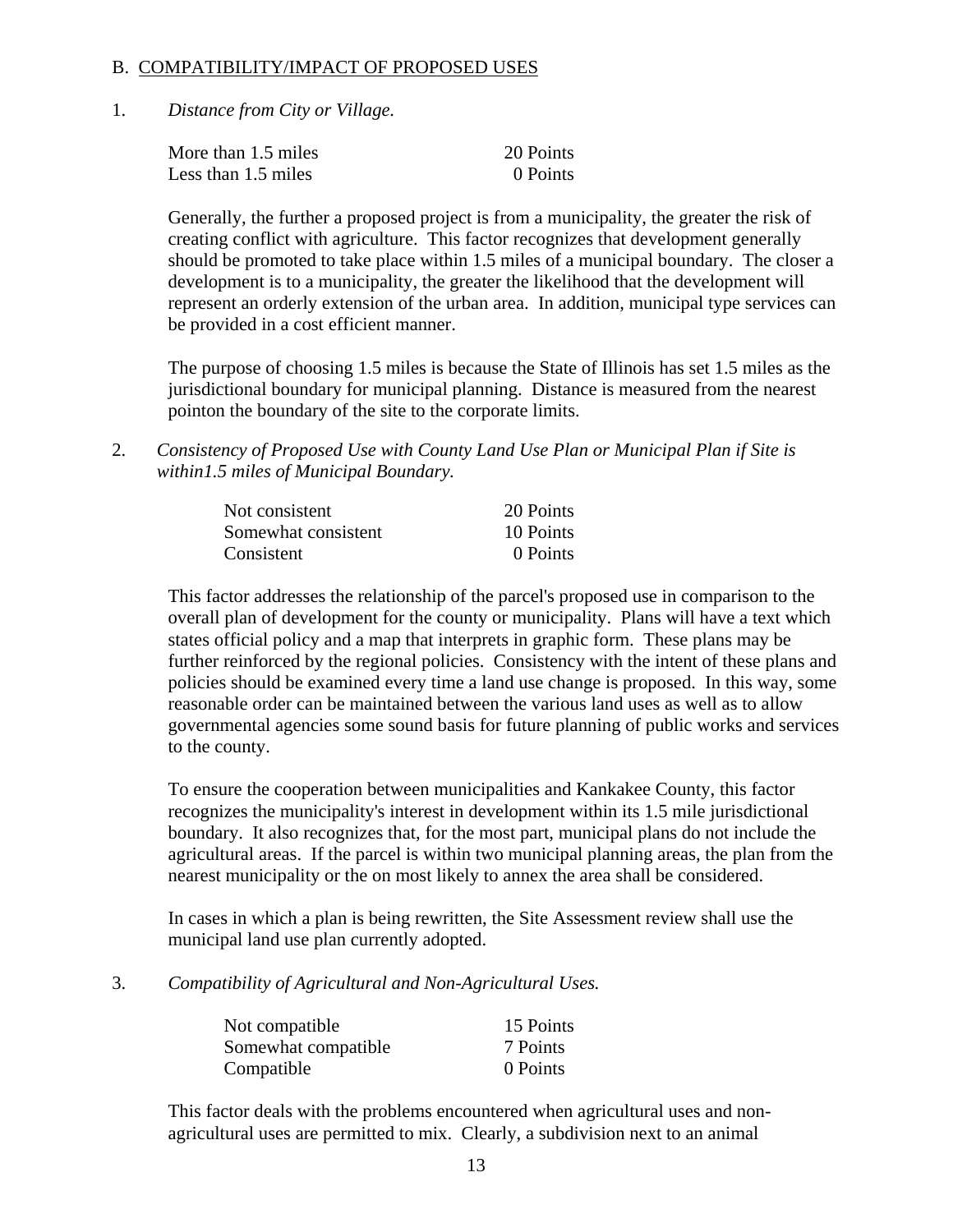B. COMPATIBILITY/IMPACT OF PROPOSED USES

1. *Distance from City or Village.*

| | |
|---|---|
| More than 1.5 miles | 20 Points |
| Less than 1.5 miles | 0 Points |

Generally, the further a proposed project is from a municipality, the greater the risk of creating conflict with agriculture. This factor recognizes that development generally should be promoted to take place within 1.5 miles of a municipal boundary. The closer a development is to a municipality, the greater the likelihood that the development will represent an orderly extension of the urban area. In addition, municipal type services can be provided in a cost efficient manner.

The purpose of choosing 1.5 miles is because the State of Illinois has set 1.5 miles as the jurisdictional boundary for municipal planning. Distance is measured from the nearest pointon the boundary of the site to the corporate limits.

2. *Consistency of Proposed Use with County Land Use Plan or Municipal Plan if Site is within1.5 miles of Municipal Boundary.*

| | |
|---|---|
| Not consistent | 20 Points |
| Somewhat consistent | 10 Points |
| Consistent | 0 Points |

This factor addresses the relationship of the parcel's proposed use in comparison to the overall plan of development for the county or municipality. Plans will have a text which states official policy and a map that interprets in graphic form. These plans may be further reinforced by the regional policies. Consistency with the intent of these plans and policies should be examined every time a land use change is proposed. In this way, some reasonable order can be maintained between the various land uses as well as to allow governmental agencies some sound basis for future planning of public works and services to the county.

To ensure the cooperation between municipalities and Kankakee County, this factor recognizes the municipality's interest in development within its 1.5 mile jurisdictional boundary. It also recognizes that, for the most part, municipal plans do not include the agricultural areas. If the parcel is within two municipal planning areas, the plan from the nearest municipality or the on most likely to annex the area shall be considered.

In cases in which a plan is being rewritten, the Site Assessment review shall use the municipal land use plan currently adopted.

3. *Compatibility of Agricultural and Non-Agricultural Uses.*

| | |
|---|---|
| Not compatible | 15 Points |
| Somewhat compatible | 7 Points |
| Compatible | 0 Points |

This factor deals with the problems encountered when agricultural uses and non-agricultural uses are permitted to mix. Clearly, a subdivision next to an animal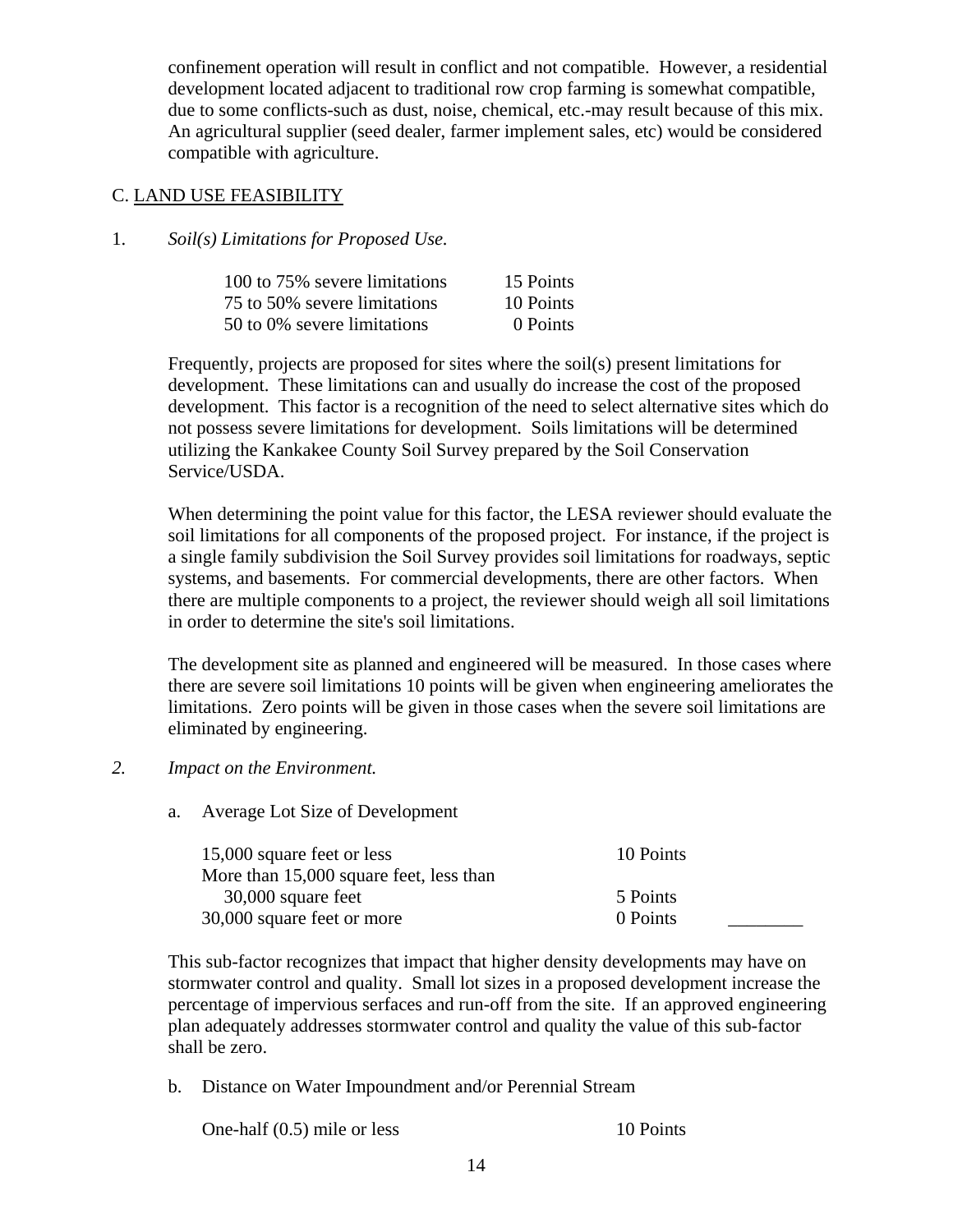confinement operation will result in conflict and not compatible. However, a residential development located adjacent to traditional row crop farming is somewhat compatible, due to some conflicts-such as dust, noise, chemical, etc.-may result because of this mix. An agricultural supplier (seed dealer, farmer implement sales, etc) would be considered compatible with agriculture.

C. LAND USE FEASIBILITY

1. *Soil(s) Limitations for Proposed Use.*

| | |
|---|---|
| 100 to 75% severe limitations | 15 Points |
| 75 to 50% severe limitations | 10 Points |
| 50 to 0% severe limitations | 0 Points |

Frequently, projects are proposed for sites where the soil(s) present limitations for development. These limitations can and usually do increase the cost of the proposed development. This factor is a recognition of the need to select alternative sites which do not possess severe limitations for development. Soils limitations will be determined utilizing the Kankakee County Soil Survey prepared by the Soil Conservation Service/USDA.

When determining the point value for this factor, the LESA reviewer should evaluate the soil limitations for all components of the proposed project. For instance, if the project is a single family subdivision the Soil Survey provides soil limitations for roadways, septic systems, and basements. For commercial developments, there are other factors. When there are multiple components to a project, the reviewer should weigh all soil limitations in order to determine the site's soil limitations.

The development site as planned and engineered will be measured. In those cases where there are severe soil limitations 10 points will be given when engineering ameliorates the limitations. Zero points will be given in those cases when the severe soil limitations are eliminated by engineering.

2. *Impact on the Environment.*

a. Average Lot Size of Development

| | | |
|---|---|---|
| 15,000 square feet or less | 10 Points | |
| More than 15,000 square feet, less than 30,000 square feet | 5 Points | |
| 30,000 square feet or more | 0 Points | ________ |

This sub-factor recognizes that impact that higher density developments may have on stormwater control and quality. Small lot sizes in a proposed development increase the percentage of impervious serfaces and run-off from the site. If an approved engineering plan adequately addresses stormwater control and quality the value of this sub-factor shall be zero.

b. Distance on Water Impoundment and/or Perennial Stream

| | |
|---|---|
| One-half (0.5) mile or less | 10 Points |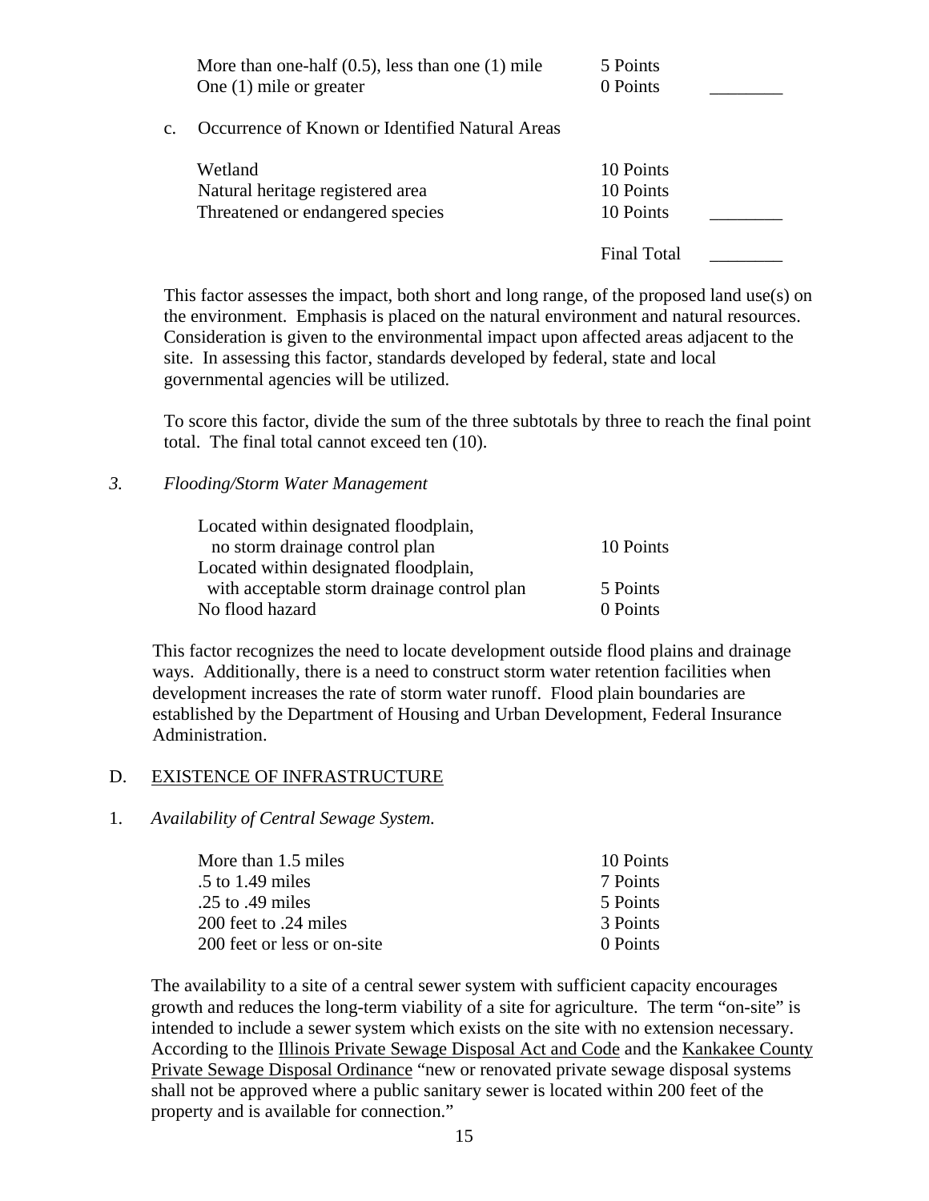| | | |
|---|---|---|
| More than one-half (0.5), less than one (1) mile | 5 Points | |
| One (1) mile or greater | 0 Points | ________ |

c. Occurrence of Known or Identified Natural Areas

| | | |
|---|---|---|
| Wetland | 10 Points | |
| Natural heritage registered area | 10 Points | |
| Threatened or endangered species | 10 Points | ________ |
| | Final Total | ________ |

This factor assesses the impact, both short and long range, of the proposed land use(s) on the environment. Emphasis is placed on the natural environment and natural resources. Consideration is given to the environmental impact upon affected areas adjacent to the site. In assessing this factor, standards developed by federal, state and local governmental agencies will be utilized.

To score this factor, divide the sum of the three subtotals by three to reach the final point total. The final total cannot exceed ten (10).

*3. Flooding/Storm Water Management*

| | |
|---|---|
| Located within designated floodplain, no storm drainage control plan | 10 Points |
| Located within designated floodplain, with acceptable storm drainage control plan | 5 Points |
| No flood hazard | 0 Points |

This factor recognizes the need to locate development outside flood plains and drainage ways. Additionally, there is a need to construct storm water retention facilities when development increases the rate of storm water runoff. Flood plain boundaries are established by the Department of Housing and Urban Development, Federal Insurance Administration.

## D. EXISTENCE OF INFRASTRUCTURE

1. *Availability of Central Sewage System.*

| | |
|---|---|
| More than 1.5 miles | 10 Points |
| .5 to 1.49 miles | 7 Points |
| .25 to .49 miles | 5 Points |
| 200 feet to .24 miles | 3 Points |
| 200 feet or less or on-site | 0 Points |

The availability to a site of a central sewer system with sufficient capacity encourages growth and reduces the long-term viability of a site for agriculture. The term "on-site" is intended to include a sewer system which exists on the site with no extension necessary. According to the Illinois Private Sewage Disposal Act and Code and the Kankakee County Private Sewage Disposal Ordinance "new or renovated private sewage disposal systems shall not be approved where a public sanitary sewer is located within 200 feet of the property and is available for connection."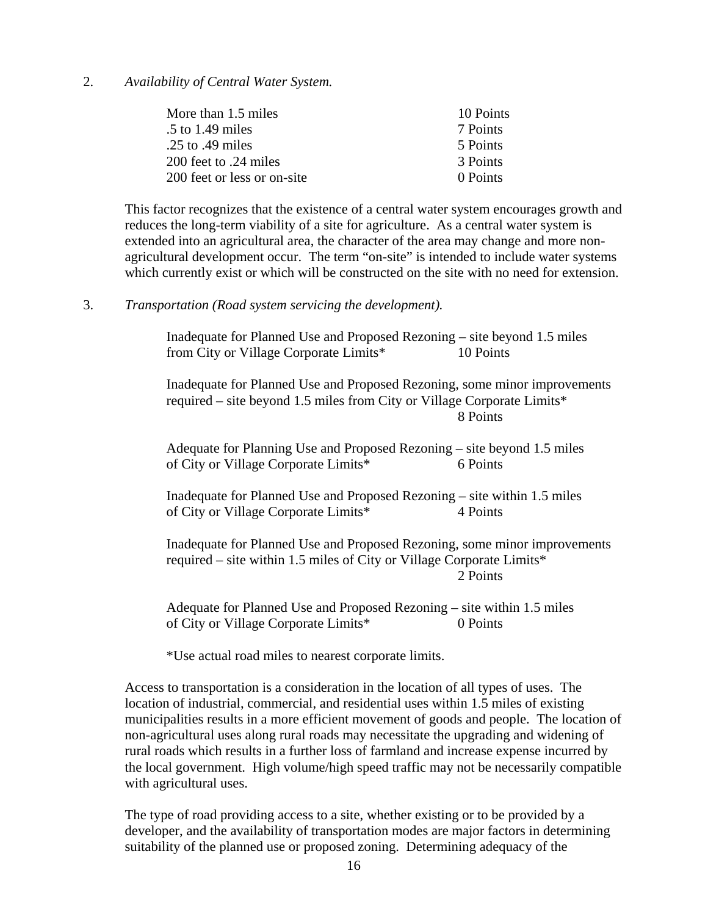2. *Availability of Central Water System.*

| | |
|---|---|
| More than 1.5 miles | 10 Points |
| .5 to 1.49 miles | 7 Points |
| .25 to .49 miles | 5 Points |
| 200 feet to .24 miles | 3 Points |
| 200 feet or less or on-site | 0 Points |

This factor recognizes that the existence of a central water system encourages growth and reduces the long-term viability of a site for agriculture. As a central water system is extended into an agricultural area, the character of the area may change and more non-agricultural development occur. The term "on-site" is intended to include water systems which currently exist or which will be constructed on the site with no need for extension.

3. *Transportation (Road system servicing the development).*

Inadequate for Planned Use and Proposed Rezoning – site beyond 1.5 miles from City or Village Corporate Limits* 10 Points

Inadequate for Planned Use and Proposed Rezoning, some minor improvements required – site beyond 1.5 miles from City or Village Corporate Limits* 8 Points

Adequate for Planning Use and Proposed Rezoning – site beyond 1.5 miles of City or Village Corporate Limits* 6 Points

Inadequate for Planned Use and Proposed Rezoning – site within 1.5 miles of City or Village Corporate Limits* 4 Points

Inadequate for Planned Use and Proposed Rezoning, some minor improvements required – site within 1.5 miles of City or Village Corporate Limits* 2 Points

Adequate for Planned Use and Proposed Rezoning – site within 1.5 miles of City or Village Corporate Limits* 0 Points

*Use actual road miles to nearest corporate limits.

Access to transportation is a consideration in the location of all types of uses. The location of industrial, commercial, and residential uses within 1.5 miles of existing municipalities results in a more efficient movement of goods and people. The location of non-agricultural uses along rural roads may necessitate the upgrading and widening of rural roads which results in a further loss of farmland and increase expense incurred by the local government. High volume/high speed traffic may not be necessarily compatible with agricultural uses.

The type of road providing access to a site, whether existing or to be provided by a developer, and the availability of transportation modes are major factors in determining suitability of the planned use or proposed zoning. Determining adequacy of the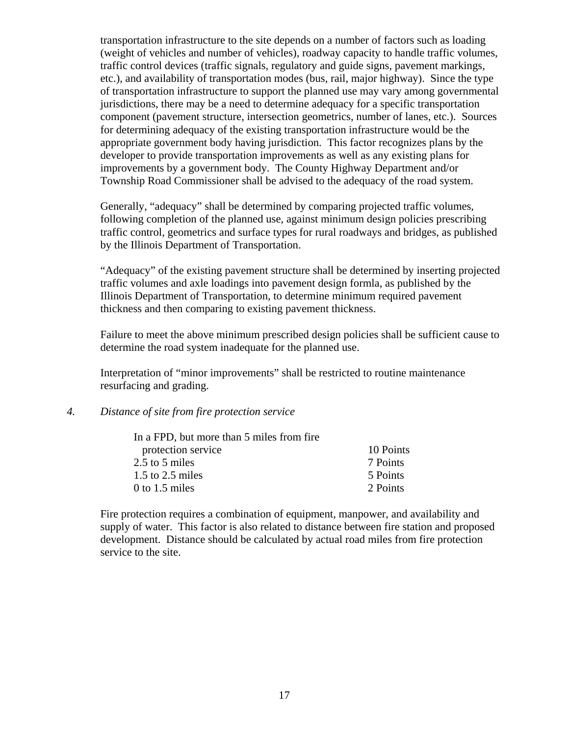transportation infrastructure to the site depends on a number of factors such as loading (weight of vehicles and number of vehicles), roadway capacity to handle traffic volumes, traffic control devices (traffic signals, regulatory and guide signs, pavement markings, etc.), and availability of transportation modes (bus, rail, major highway). Since the type of transportation infrastructure to support the planned use may vary among governmental jurisdictions, there may be a need to determine adequacy for a specific transportation component (pavement structure, intersection geometrics, number of lanes, etc.). Sources for determining adequacy of the existing transportation infrastructure would be the appropriate government body having jurisdiction. This factor recognizes plans by the developer to provide transportation improvements as well as any existing plans for improvements by a government body. The County Highway Department and/or Township Road Commissioner shall be advised to the adequacy of the road system.

Generally, "adequacy" shall be determined by comparing projected traffic volumes, following completion of the planned use, against minimum design policies prescribing traffic control, geometrics and surface types for rural roadways and bridges, as published by the Illinois Department of Transportation.

"Adequacy" of the existing pavement structure shall be determined by inserting projected traffic volumes and axle loadings into pavement design formla, as published by the Illinois Department of Transportation, to determine minimum required pavement thickness and then comparing to existing pavement thickness.

Failure to meet the above minimum prescribed design policies shall be sufficient cause to determine the road system inadequate for the planned use.

Interpretation of "minor improvements" shall be restricted to routine maintenance resurfacing and grading.

*4. Distance of site from fire protection service*

| | |
|---|---|
| In a FPD, but more than 5 miles from fire protection service | 10 Points |
| 2.5 to 5 miles | 7 Points |
| 1.5 to 2.5 miles | 5 Points |
| 0 to 1.5 miles | 2 Points |

Fire protection requires a combination of equipment, manpower, and availability and supply of water. This factor is also related to distance between fire station and proposed development. Distance should be calculated by actual road miles from fire protection service to the site.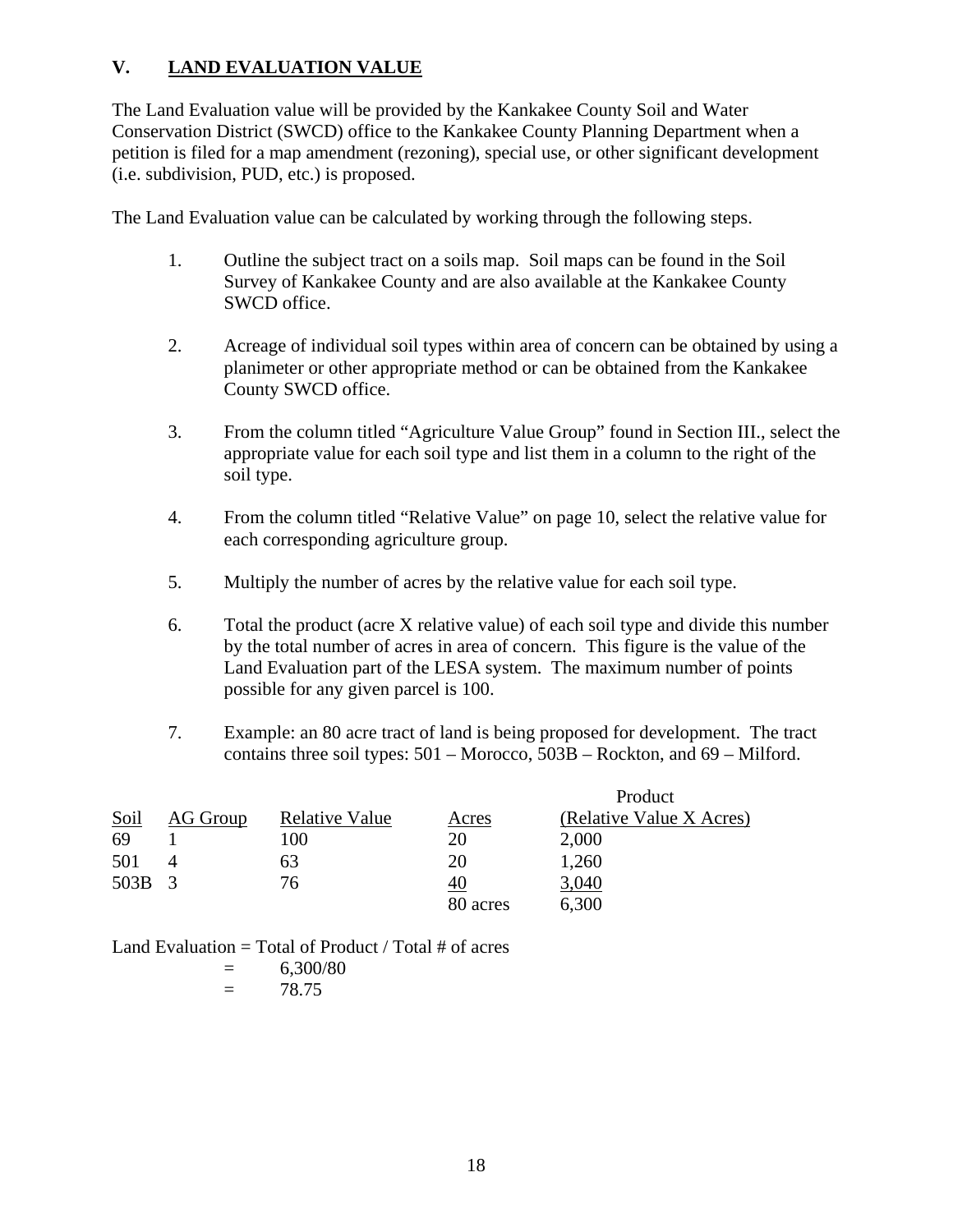## V. LAND EVALUATION VALUE

The Land Evaluation value will be provided by the Kankakee County Soil and Water Conservation District (SWCD) office to the Kankakee County Planning Department when a petition is filed for a map amendment (rezoning), special use, or other significant development (i.e. subdivision, PUD, etc.) is proposed.

The Land Evaluation value can be calculated by working through the following steps.

1. Outline the subject tract on a soils map. Soil maps can be found in the Soil Survey of Kankakee County and are also available at the Kankakee County SWCD office.

2. Acreage of individual soil types within area of concern can be obtained by using a planimeter or other appropriate method or can be obtained from the Kankakee County SWCD office.

3. From the column titled "Agriculture Value Group" found in Section III., select the appropriate value for each soil type and list them in a column to the right of the soil type.

4. From the column titled "Relative Value" on page 10, select the relative value for each corresponding agriculture group.

5. Multiply the number of acres by the relative value for each soil type.

6. Total the product (acre X relative value) of each soil type and divide this number by the total number of acres in area of concern. This figure is the value of the Land Evaluation part of the LESA system. The maximum number of points possible for any given parcel is 100.

7. Example: an 80 acre tract of land is being proposed for development. The tract contains three soil types: 501 – Morocco, 503B – Rockton, and 69 – Milford.

| Soil | AG Group | Relative Value | Acres | Product (Relative Value X Acres) |
|---|---|---|---|---|
| 69 | 1 | 100 | 20 | 2,000 |
| 501 | 4 | 63 | 20 | 1,260 |
| 503B | 3 | 76 | 40 | 3,040 |
| | | | 80 acres | 6,300 |

Land Evaluation = Total of Product / Total # of acres
= 6,300/80
= 78.75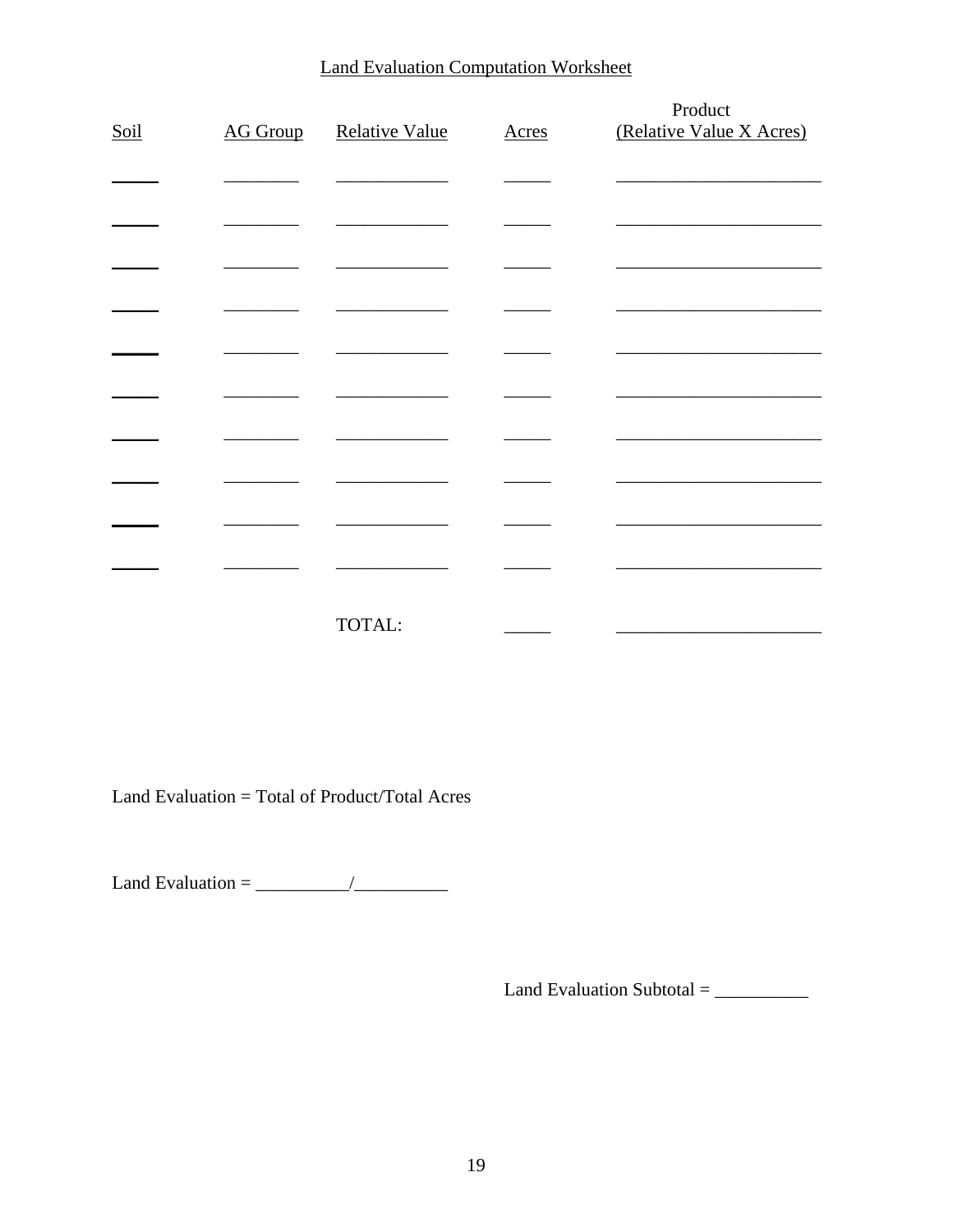## Land Evaluation Computation Worksheet

| Soil | AG Group | Relative Value | Acres | Product (Relative Value X Acres) |
|---|---|---|---|---|
| _____ | ________ | ____________ | _____ | ______________________ |
| _____ | ________ | ____________ | _____ | ______________________ |
| _____ | ________ | ____________ | _____ | ______________________ |
| _____ | ________ | ____________ | _____ | ______________________ |
| _____ | ________ | ____________ | _____ | ______________________ |
| _____ | ________ | ____________ | _____ | ______________________ |
| _____ | ________ | ____________ | _____ | ______________________ |
| _____ | ________ | ____________ | _____ | ______________________ |
| _____ | ________ | ____________ | _____ | ______________________ |
| _____ | ________ | ____________ | _____ | ______________________ |
| | | TOTAL: | _____ | ______________________ |

Land Evaluation = Total of Product/Total Acres

Land Evaluation = __________/__________

Land Evaluation Subtotal = __________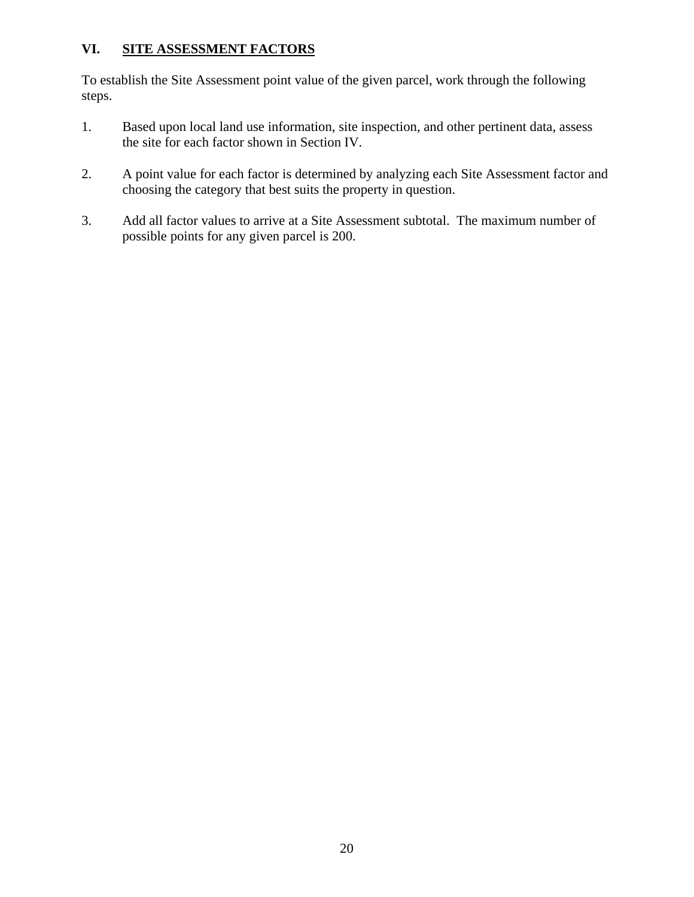## VI. SITE ASSESSMENT FACTORS

To establish the Site Assessment point value of the given parcel, work through the following steps.

1. Based upon local land use information, site inspection, and other pertinent data, assess the site for each factor shown in Section IV.

2. A point value for each factor is determined by analyzing each Site Assessment factor and choosing the category that best suits the property in question.

3. Add all factor values to arrive at a Site Assessment subtotal. The maximum number of possible points for any given parcel is 200.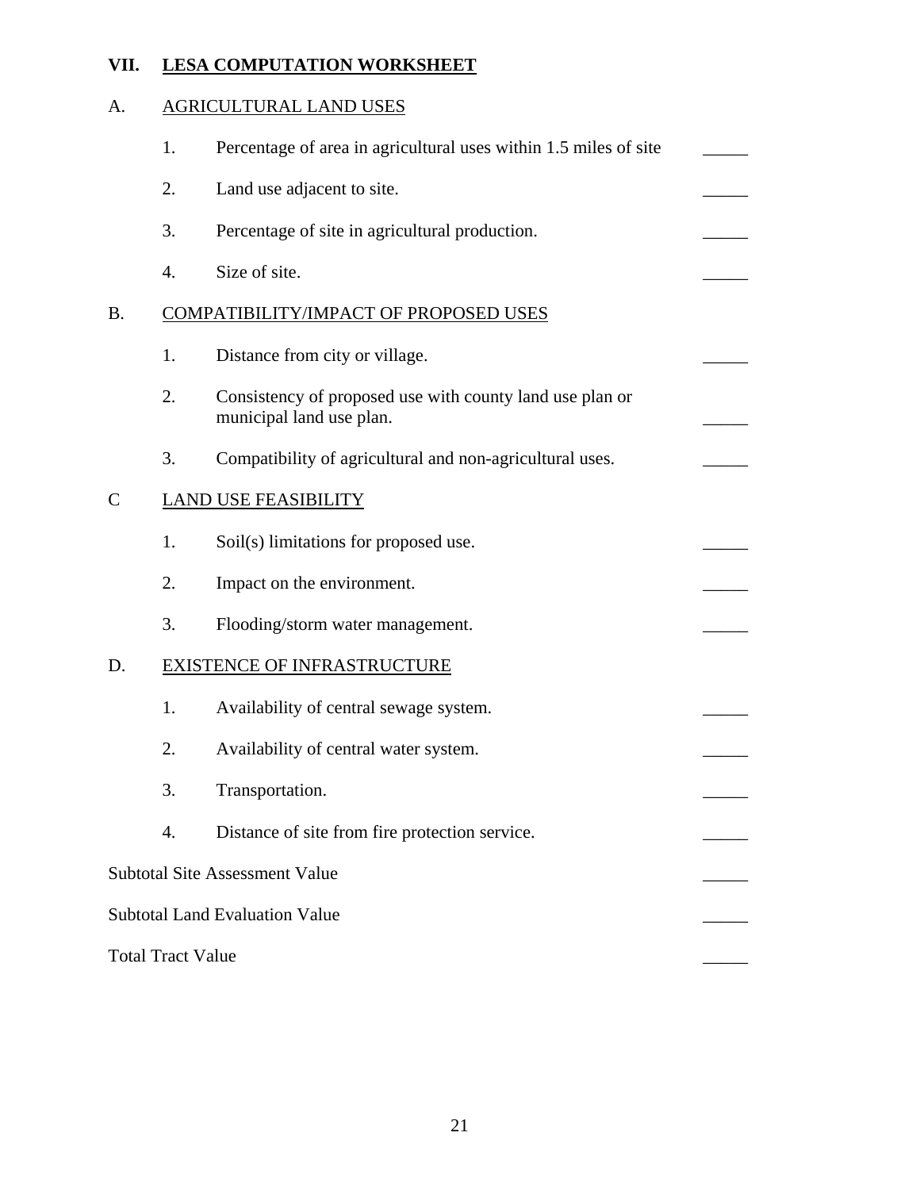## VII. LESA COMPUTATION WORKSHEET

### A. AGRICULTURAL LAND USES

1. Percentage of area in agricultural uses within 1.5 miles of site _____
2. Land use adjacent to site. _____
3. Percentage of site in agricultural production. _____
4. Size of site. _____

### B. COMPATIBILITY/IMPACT OF PROPOSED USES

1. Distance from city or village. _____
2. Consistency of proposed use with county land use plan or municipal land use plan. _____
3. Compatibility of agricultural and non-agricultural uses. _____

### C LAND USE FEASIBILITY

1. Soil(s) limitations for proposed use. _____
2. Impact on the environment. _____
3. Flooding/storm water management. _____

### D. EXISTENCE OF INFRASTRUCTURE

1. Availability of central sewage system. _____
2. Availability of central water system. _____
3. Transportation. _____
4. Distance of site from fire protection service. _____

Subtotal Site Assessment Value _____

Subtotal Land Evaluation Value _____

Total Tract Value _____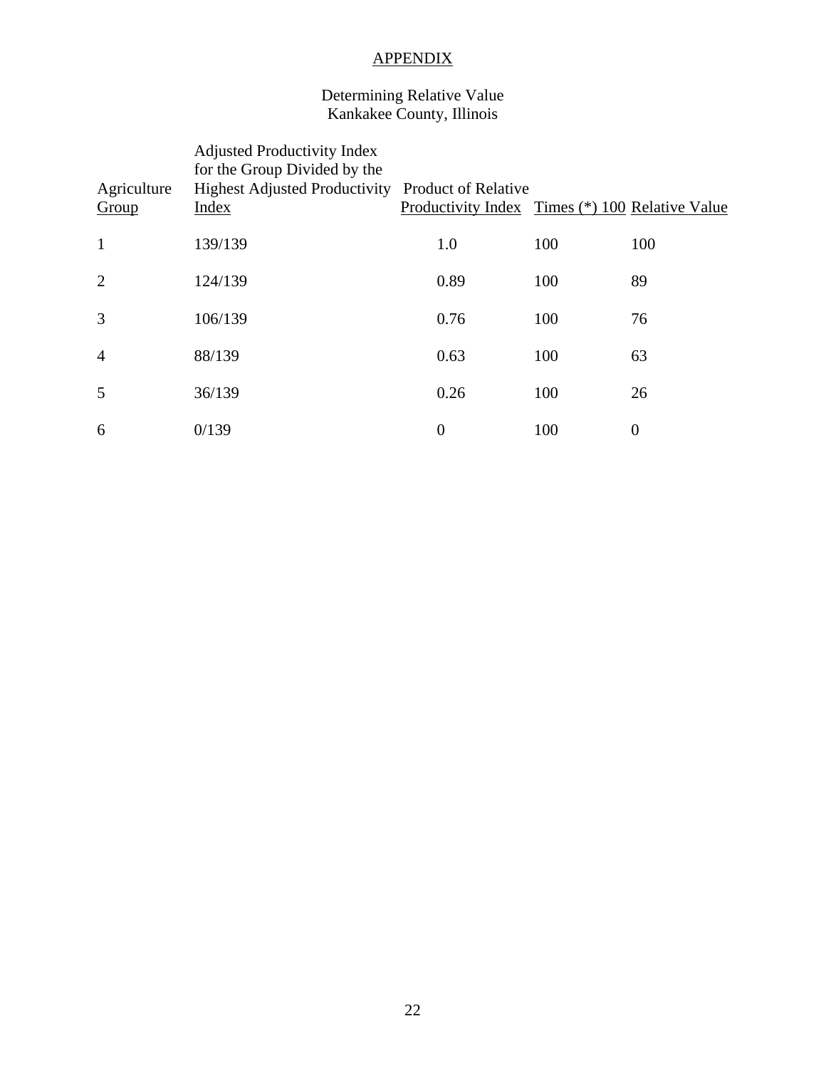# APPENDIX

## Determining Relative Value
## Kankakee County, Illinois

| Agriculture Group | Adjusted Productivity Index for the Group Divided by the Highest Adjusted Productivity Index | Product of Relative Productivity Index | Times (*) 100 | Relative Value |
|---|---|---|---|---|
| 1 | 139/139 | 1.0 | 100 | 100 |
| 2 | 124/139 | 0.89 | 100 | 89 |
| 3 | 106/139 | 0.76 | 100 | 76 |
| 4 | 88/139 | 0.63 | 100 | 63 |
| 5 | 36/139 | 0.26 | 100 | 26 |
| 6 | 0/139 | 0 | 100 | 0 |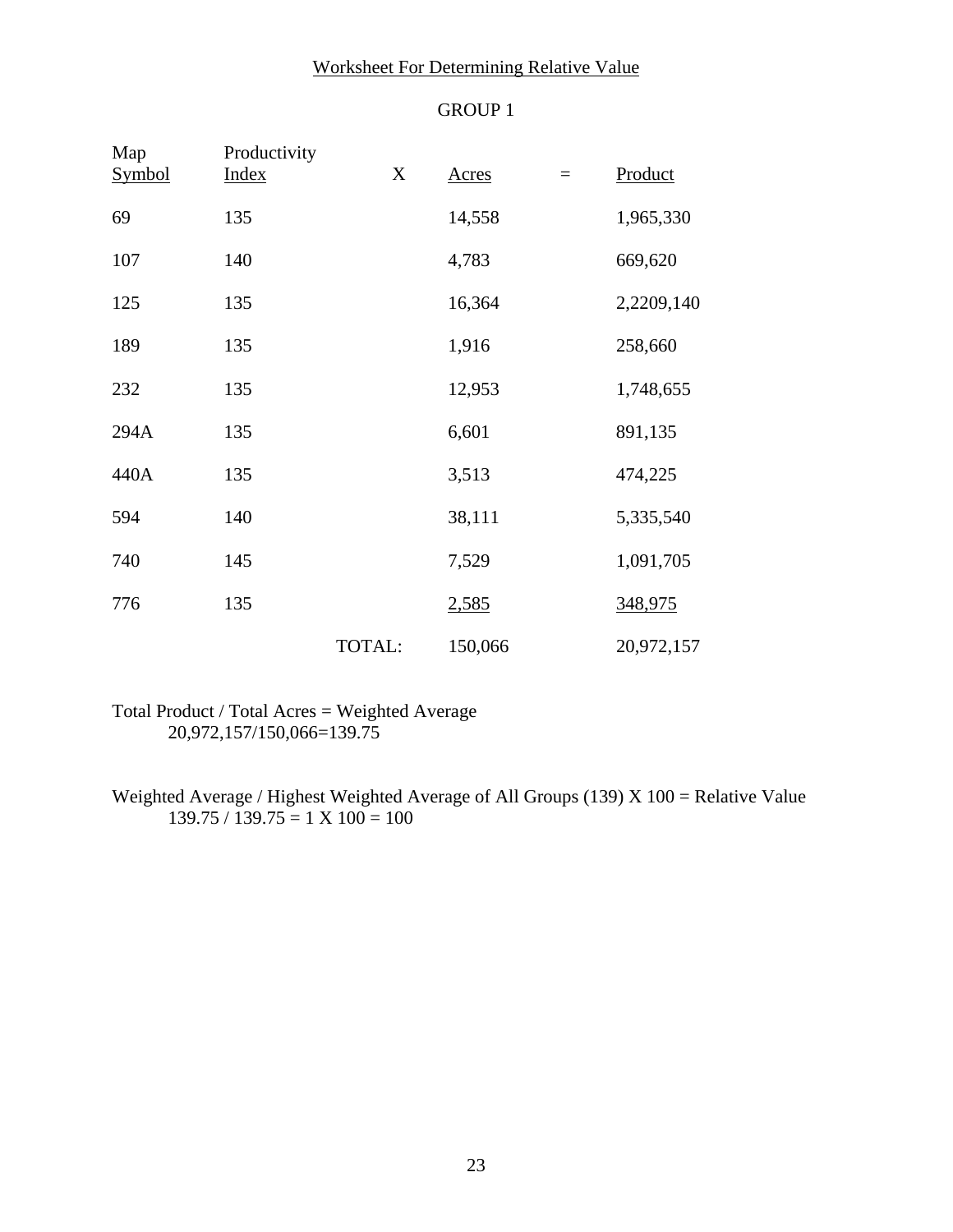## Worksheet For Determining Relative Value

### GROUP 1

| Map Symbol | Productivity Index | X | Acres | = | Product |
|---|---|---|---|---|---|
| 69 | 135 | | 14,558 | | 1,965,330 |
| 107 | 140 | | 4,783 | | 669,620 |
| 125 | 135 | | 16,364 | | 2,2209,140 |
| 189 | 135 | | 1,916 | | 258,660 |
| 232 | 135 | | 12,953 | | 1,748,655 |
| 294A | 135 | | 6,601 | | 891,135 |
| 440A | 135 | | 3,513 | | 474,225 |
| 594 | 140 | | 38,111 | | 5,335,540 |
| 740 | 145 | | 7,529 | | 1,091,705 |
| 776 | 135 | | 2,585 | | 348,975 |
| | | TOTAL: | 150,066 | | 20,972,157 |

Total Product / Total Acres = Weighted Average
20,972,157/150,066=139.75

Weighted Average / Highest Weighted Average of All Groups (139) X 100 = Relative Value
139.75 / 139.75 = 1 X 100 = 100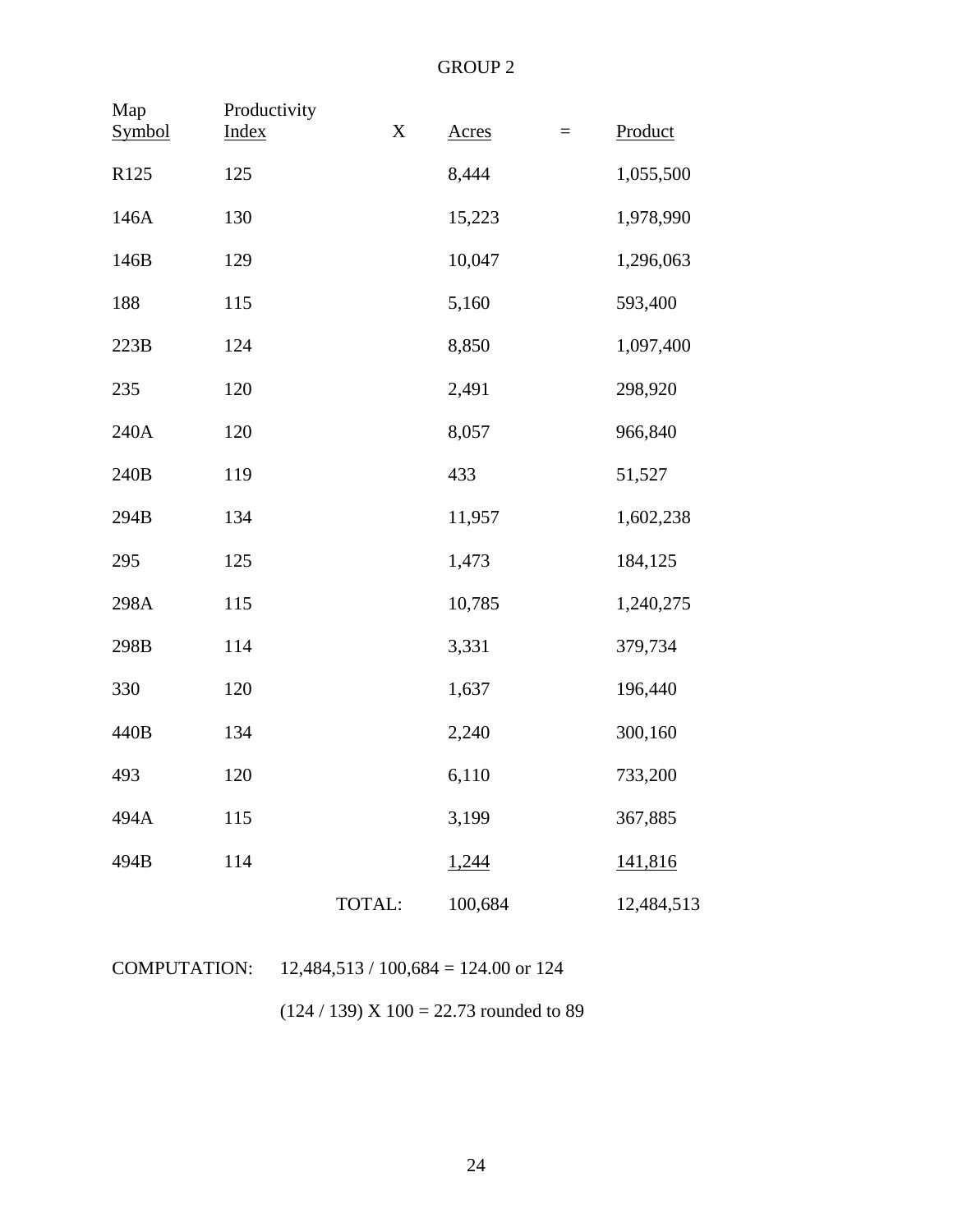# GROUP 2

| Map Symbol | Productivity Index | X | Acres | = | Product |
|---|---|---|---|---|---|
| R125 | 125 | | 8,444 | | 1,055,500 |
| 146A | 130 | | 15,223 | | 1,978,990 |
| 146B | 129 | | 10,047 | | 1,296,063 |
| 188 | 115 | | 5,160 | | 593,400 |
| 223B | 124 | | 8,850 | | 1,097,400 |
| 235 | 120 | | 2,491 | | 298,920 |
| 240A | 120 | | 8,057 | | 966,840 |
| 240B | 119 | | 433 | | 51,527 |
| 294B | 134 | | 11,957 | | 1,602,238 |
| 295 | 125 | | 1,473 | | 184,125 |
| 298A | 115 | | 10,785 | | 1,240,275 |
| 298B | 114 | | 3,331 | | 379,734 |
| 330 | 120 | | 1,637 | | 196,440 |
| 440B | 134 | | 2,240 | | 300,160 |
| 493 | 120 | | 6,110 | | 733,200 |
| 494A | 115 | | 3,199 | | 367,885 |
| 494B | 114 | | 1,244 | | 141,816 |
| | | TOTAL: | 100,684 | | 12,484,513 |

COMPUTATION: 12,484,513 / 100,684 = 124.00 or 124

(124 / 139) X 100 = 22.73 rounded to 89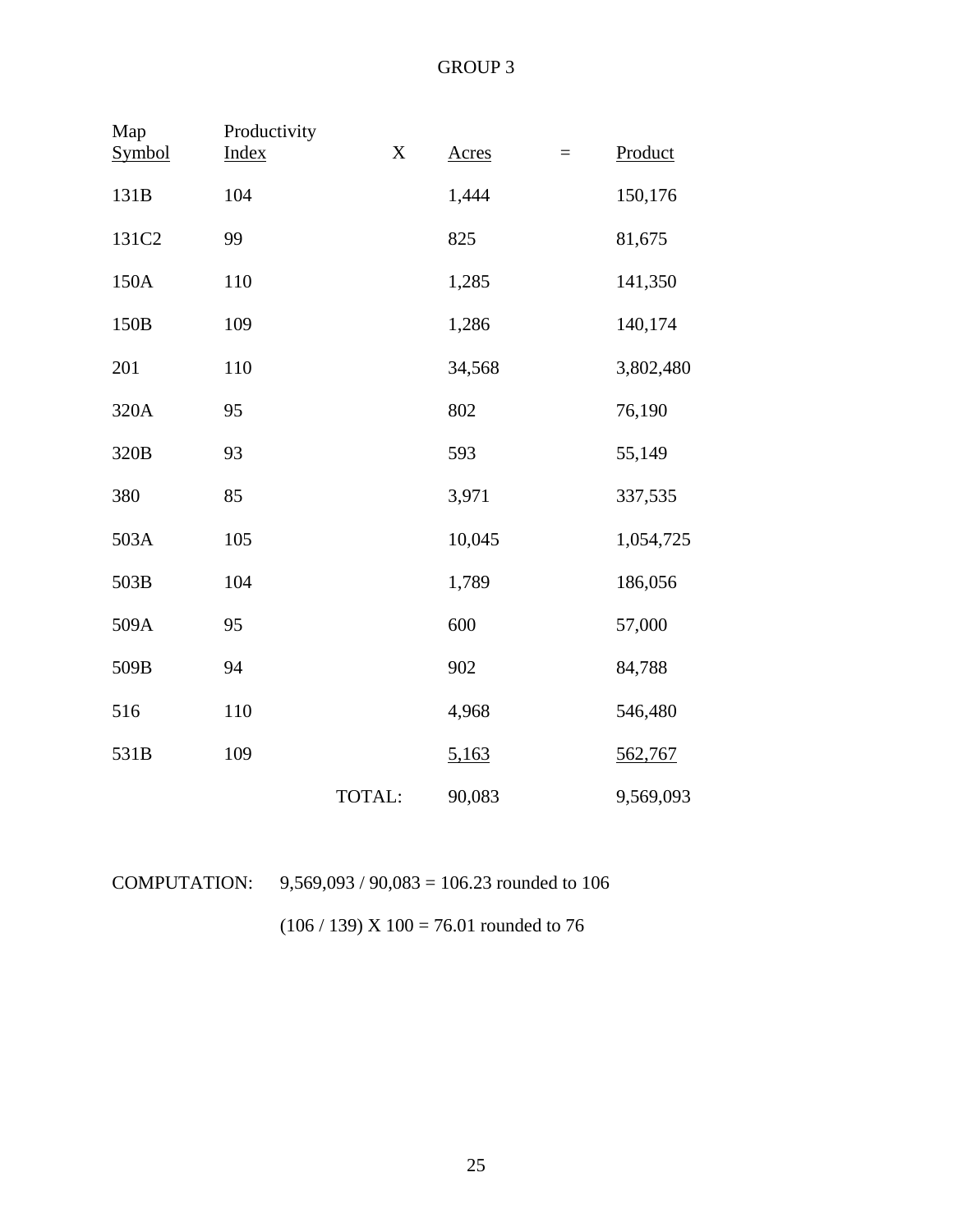# GROUP 3

| Map Symbol | Productivity Index | X | Acres | = | Product |
|---|---|---|---|---|---|
| 131B | 104 | | 1,444 | | 150,176 |
| 131C2 | 99 | | 825 | | 81,675 |
| 150A | 110 | | 1,285 | | 141,350 |
| 150B | 109 | | 1,286 | | 140,174 |
| 201 | 110 | | 34,568 | | 3,802,480 |
| 320A | 95 | | 802 | | 76,190 |
| 320B | 93 | | 593 | | 55,149 |
| 380 | 85 | | 3,971 | | 337,535 |
| 503A | 105 | | 10,045 | | 1,054,725 |
| 503B | 104 | | 1,789 | | 186,056 |
| 509A | 95 | | 600 | | 57,000 |
| 509B | 94 | | 902 | | 84,788 |
| 516 | 110 | | 4,968 | | 546,480 |
| 531B | 109 | | 5,163 | | 562,767 |
| | | TOTAL: | 90,083 | | 9,569,093 |

COMPUTATION: 9,569,093 / 90,083 = 106.23 rounded to 106

(106 / 139) X 100 = 76.01 rounded to 76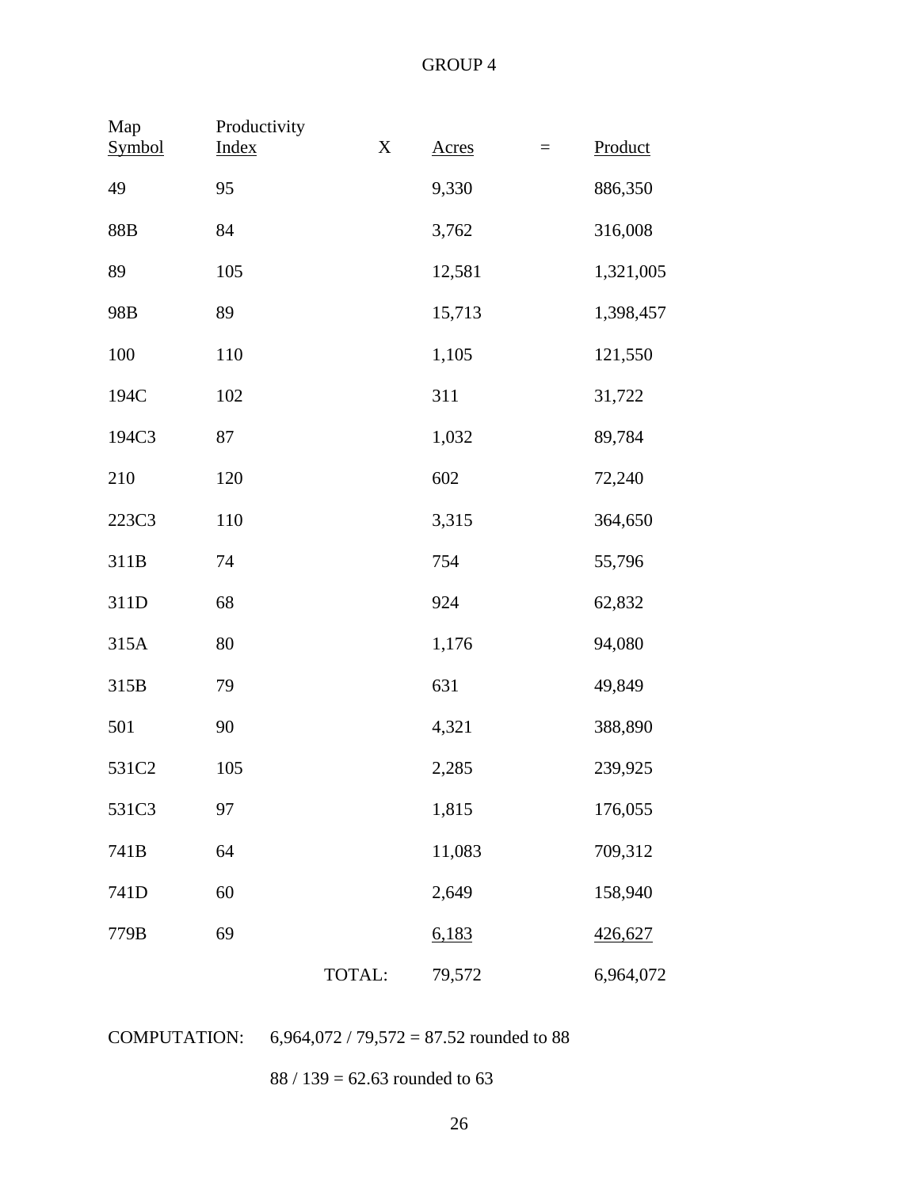# GROUP 4

| Map Symbol | Productivity Index | X | Acres | = | Product |
|---|---|---|---|---|---|
| 49 | 95 | | 9,330 | | 886,350 |
| 88B | 84 | | 3,762 | | 316,008 |
| 89 | 105 | | 12,581 | | 1,321,005 |
| 98B | 89 | | 15,713 | | 1,398,457 |
| 100 | 110 | | 1,105 | | 121,550 |
| 194C | 102 | | 311 | | 31,722 |
| 194C3 | 87 | | 1,032 | | 89,784 |
| 210 | 120 | | 602 | | 72,240 |
| 223C3 | 110 | | 3,315 | | 364,650 |
| 311B | 74 | | 754 | | 55,796 |
| 311D | 68 | | 924 | | 62,832 |
| 315A | 80 | | 1,176 | | 94,080 |
| 315B | 79 | | 631 | | 49,849 |
| 501 | 90 | | 4,321 | | 388,890 |
| 531C2 | 105 | | 2,285 | | 239,925 |
| 531C3 | 97 | | 1,815 | | 176,055 |
| 741B | 64 | | 11,083 | | 709,312 |
| 741D | 60 | | 2,649 | | 158,940 |
| 779B | 69 | | 6,183 | | 426,627 |
| | | TOTAL: | 79,572 | | 6,964,072 |

COMPUTATION: 6,964,072 / 79,572 = 87.52 rounded to 88

88 / 139 = 62.63 rounded to 63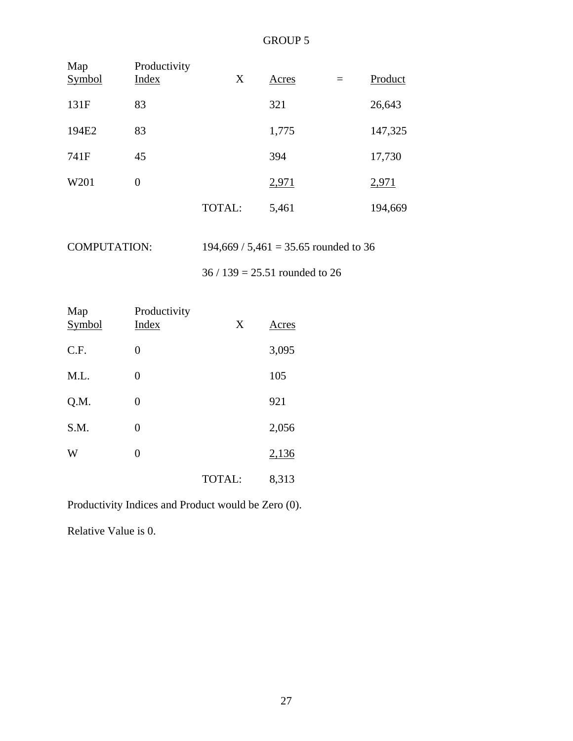# GROUP 5

| Map Symbol | Productivity Index | X | Acres | = | Product |
|---|---|---|---|---|---|
| 131F | 83 | | 321 | | 26,643 |
| 194E2 | 83 | | 1,775 | | 147,325 |
| 741F | 45 | | 394 | | 17,730 |
| W201 | 0 | | 2,971 | | 2,971 |
| | | TOTAL: | 5,461 | | 194,669 |

COMPUTATION: 194,669 / 5,461 = 35.65 rounded to 36

36 / 139 = 25.51 rounded to 26

| Map Symbol | Productivity Index | X | Acres |
|---|---|---|---|
| C.F. | 0 | | 3,095 |
| M.L. | 0 | | 105 |
| Q.M. | 0 | | 921 |
| S.M. | 0 | | 2,056 |
| W | 0 | | 2,136 |
| | | TOTAL: | 8,313 |

Productivity Indices and Product would be Zero (0).

Relative Value is 0.